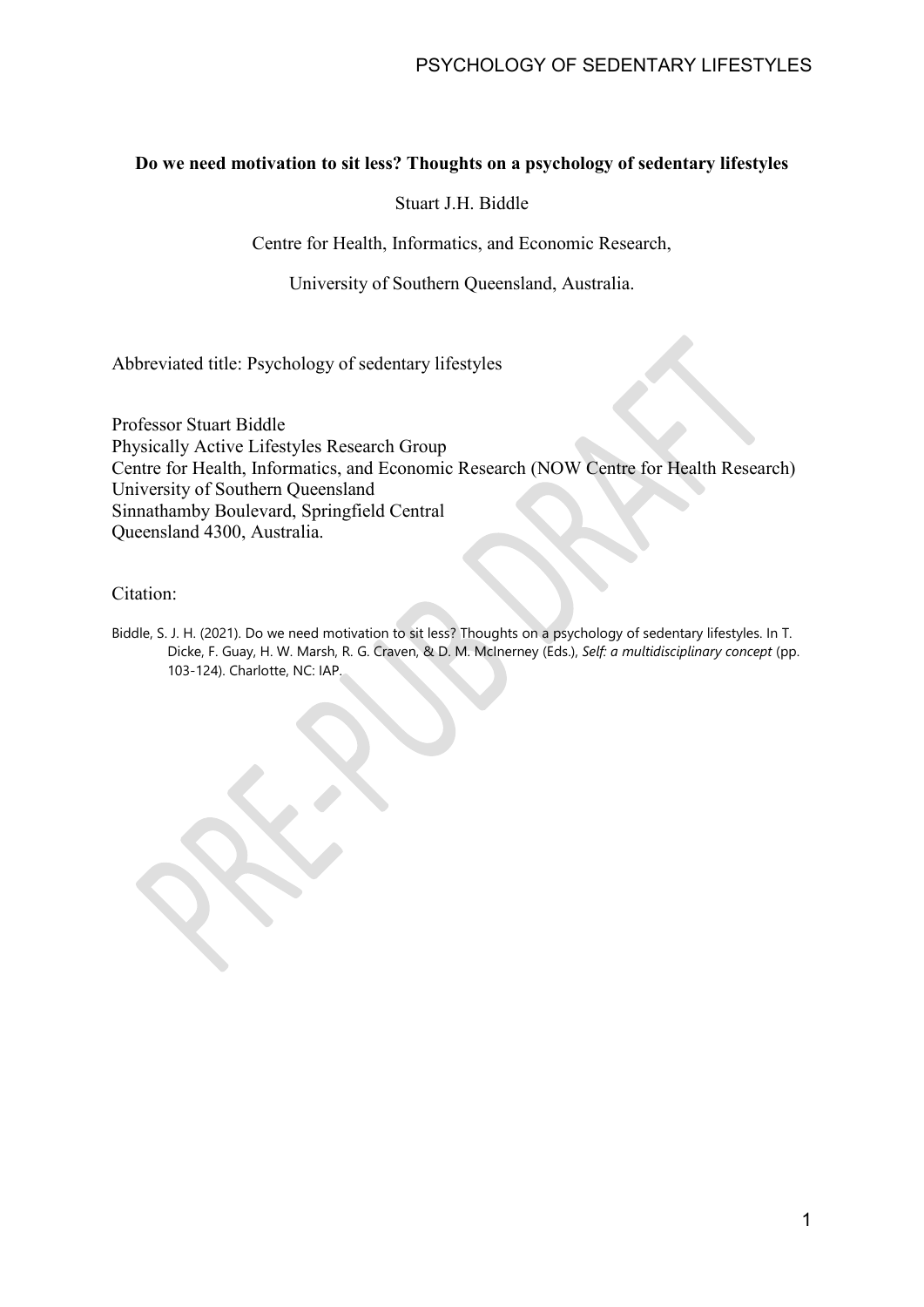**Do we need motivation to sit less? Thoughts on a psychology of sedentary lifestyles**

Stuart J.H. Biddle

Centre for Health, Informatics, and Economic Research,

University of Southern Queensland, Australia.

Abbreviated title: Psychology of sedentary lifestyles

Professor Stuart Biddle
Physically Active Lifestyles Research Group
Centre for Health, Informatics, and Economic Research (NOW Centre for Health Research)
University of Southern Queensland
Sinnathamby Boulevard, Springfield Central
Queensland 4300, Australia.

Citation:

Biddle, S. J. H. (2021). Do we need motivation to sit less? Thoughts on a psychology of sedentary lifestyles. In T. Dicke, F. Guay, H. W. Marsh, R. G. Craven, & D. M. McInerney (Eds.), *Self: a multidisciplinary concept* (pp. 103-124). Charlotte, NC: IAP.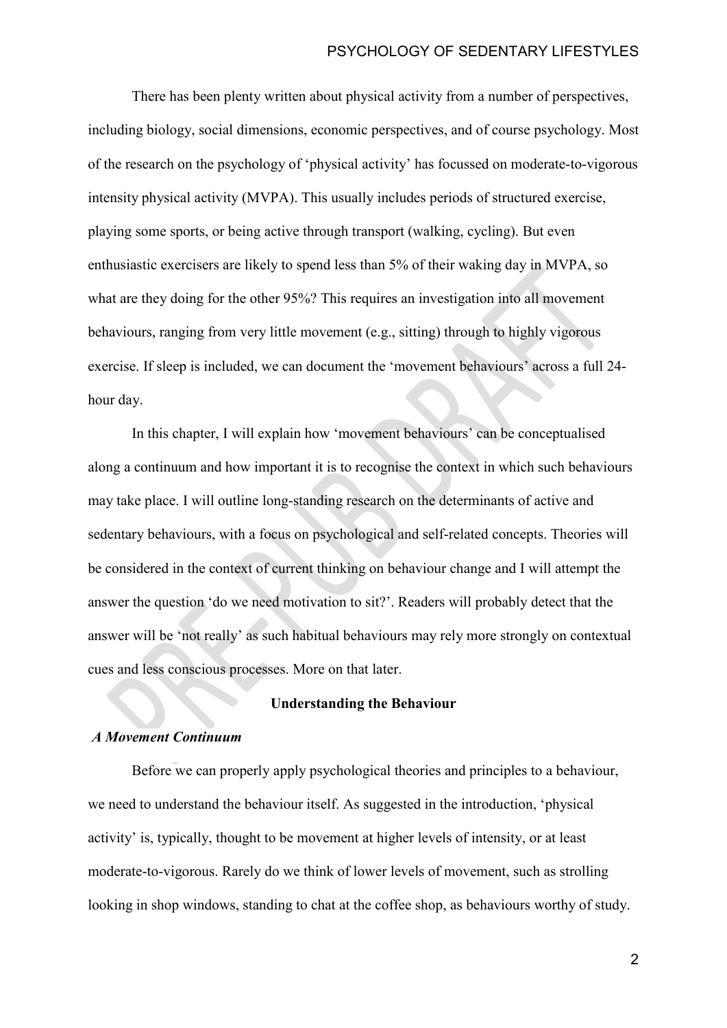There has been plenty written about physical activity from a number of perspectives, including biology, social dimensions, economic perspectives, and of course psychology. Most of the research on the psychology of 'physical activity' has focussed on moderate-to-vigorous intensity physical activity (MVPA). This usually includes periods of structured exercise, playing some sports, or being active through transport (walking, cycling). But even enthusiastic exercisers are likely to spend less than 5% of their waking day in MVPA, so what are they doing for the other 95%? This requires an investigation into all movement behaviours, ranging from very little movement (e.g., sitting) through to highly vigorous exercise. If sleep is included, we can document the 'movement behaviours' across a full 24-hour day.

In this chapter, I will explain how 'movement behaviours' can be conceptualised along a continuum and how important it is to recognise the context in which such behaviours may take place. I will outline long-standing research on the determinants of active and sedentary behaviours, with a focus on psychological and self-related concepts. Theories will be considered in the context of current thinking on behaviour change and I will attempt the answer the question 'do we need motivation to sit?'. Readers will probably detect that the answer will be 'not really' as such habitual behaviours may rely more strongly on contextual cues and less conscious processes. More on that later.

## Understanding the Behaviour

### *A Movement Continuum*

Before we can properly apply psychological theories and principles to a behaviour, we need to understand the behaviour itself. As suggested in the introduction, 'physical activity' is, typically, thought to be movement at higher levels of intensity, or at least moderate-to-vigorous. Rarely do we think of lower levels of movement, such as strolling looking in shop windows, standing to chat at the coffee shop, as behaviours worthy of study.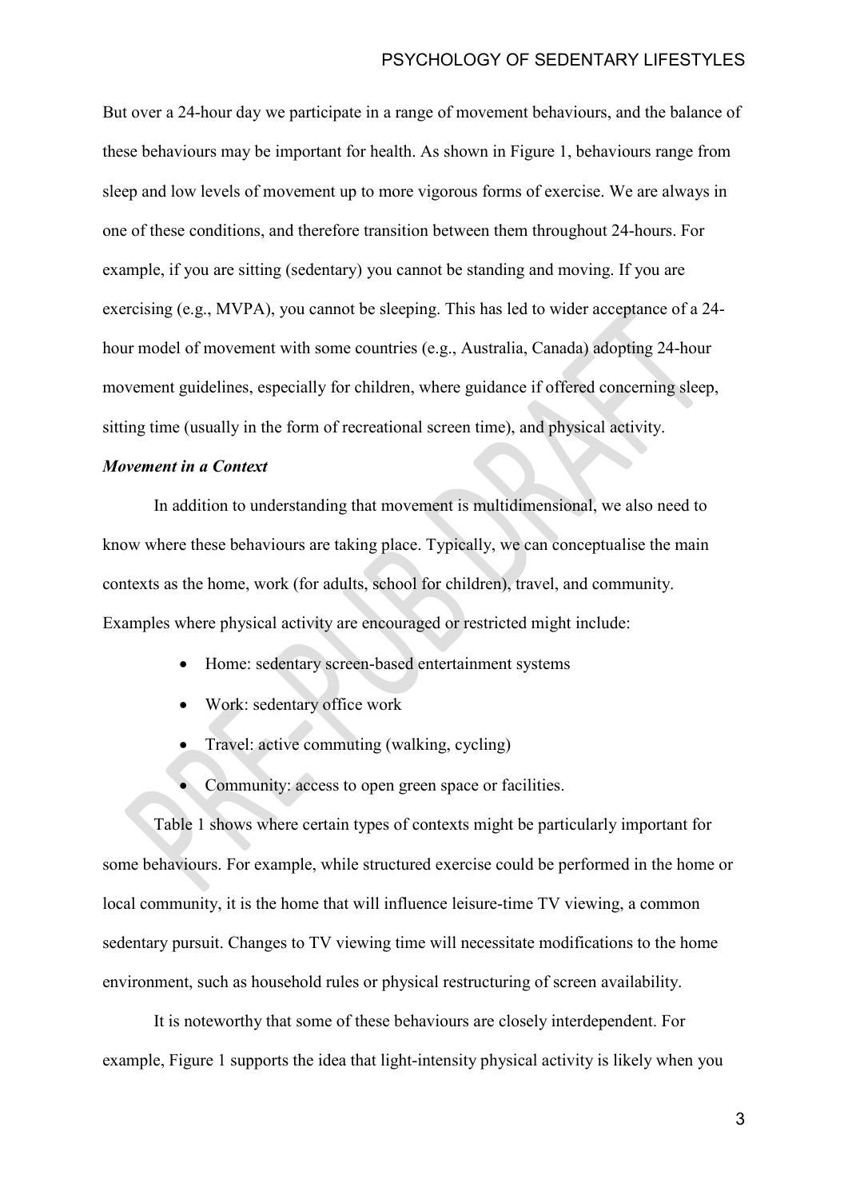But over a 24-hour day we participate in a range of movement behaviours, and the balance of these behaviours may be important for health. As shown in Figure 1, behaviours range from sleep and low levels of movement up to more vigorous forms of exercise. We are always in one of these conditions, and therefore transition between them throughout 24-hours. For example, if you are sitting (sedentary) you cannot be standing and moving. If you are exercising (e.g., MVPA), you cannot be sleeping. This has led to wider acceptance of a 24-hour model of movement with some countries (e.g., Australia, Canada) adopting 24-hour movement guidelines, especially for children, where guidance if offered concerning sleep, sitting time (usually in the form of recreational screen time), and physical activity.

***Movement in a Context***

In addition to understanding that movement is multidimensional, we also need to know where these behaviours are taking place. Typically, we can conceptualise the main contexts as the home, work (for adults, school for children), travel, and community. Examples where physical activity are encouraged or restricted might include:

- Home: sedentary screen-based entertainment systems
- Work: sedentary office work
- Travel: active commuting (walking, cycling)
- Community: access to open green space or facilities.

Table 1 shows where certain types of contexts might be particularly important for some behaviours. For example, while structured exercise could be performed in the home or local community, it is the home that will influence leisure-time TV viewing, a common sedentary pursuit. Changes to TV viewing time will necessitate modifications to the home environment, such as household rules or physical restructuring of screen availability.

It is noteworthy that some of these behaviours are closely interdependent. For example, Figure 1 supports the idea that light-intensity physical activity is likely when you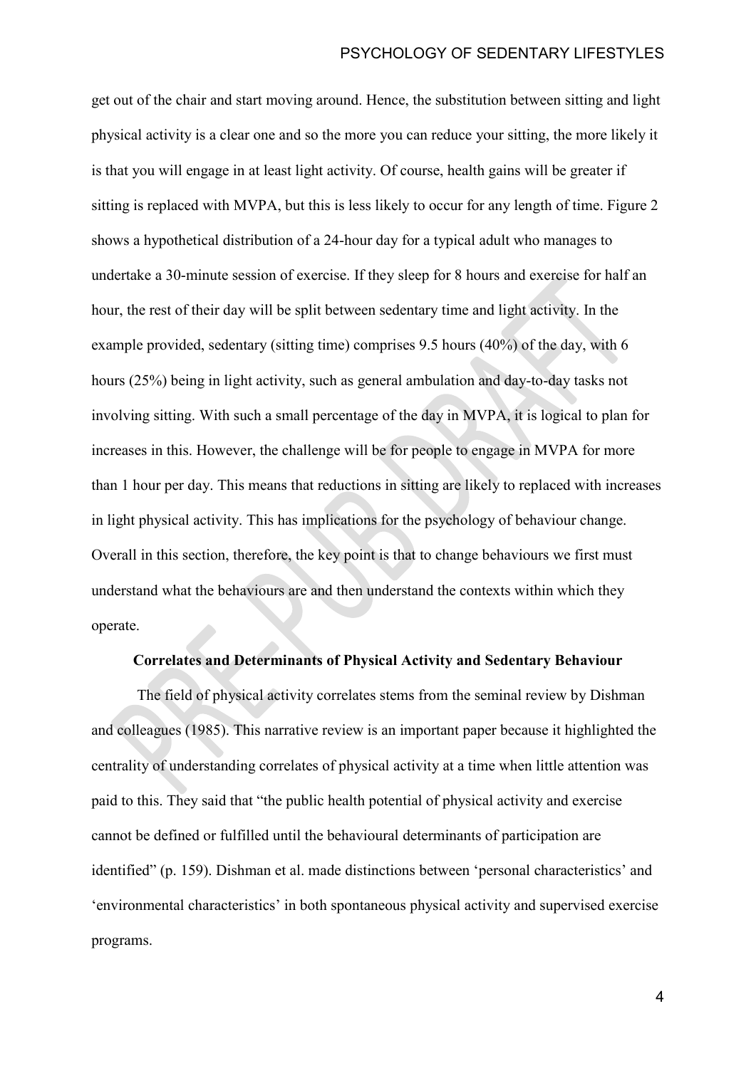get out of the chair and start moving around. Hence, the substitution between sitting and light physical activity is a clear one and so the more you can reduce your sitting, the more likely it is that you will engage in at least light activity. Of course, health gains will be greater if sitting is replaced with MVPA, but this is less likely to occur for any length of time. Figure 2 shows a hypothetical distribution of a 24-hour day for a typical adult who manages to undertake a 30-minute session of exercise. If they sleep for 8 hours and exercise for half an hour, the rest of their day will be split between sedentary time and light activity. In the example provided, sedentary (sitting time) comprises 9.5 hours (40%) of the day, with 6 hours (25%) being in light activity, such as general ambulation and day-to-day tasks not involving sitting. With such a small percentage of the day in MVPA, it is logical to plan for increases in this. However, the challenge will be for people to engage in MVPA for more than 1 hour per day. This means that reductions in sitting are likely to replaced with increases in light physical activity. This has implications for the psychology of behaviour change. Overall in this section, therefore, the key point is that to change behaviours we first must understand what the behaviours are and then understand the contexts within which they operate.

## Correlates and Determinants of Physical Activity and Sedentary Behaviour

The field of physical activity correlates stems from the seminal review by Dishman and colleagues (1985). This narrative review is an important paper because it highlighted the centrality of understanding correlates of physical activity at a time when little attention was paid to this. They said that "the public health potential of physical activity and exercise cannot be defined or fulfilled until the behavioural determinants of participation are identified" (p. 159). Dishman et al. made distinctions between 'personal characteristics' and 'environmental characteristics' in both spontaneous physical activity and supervised exercise programs.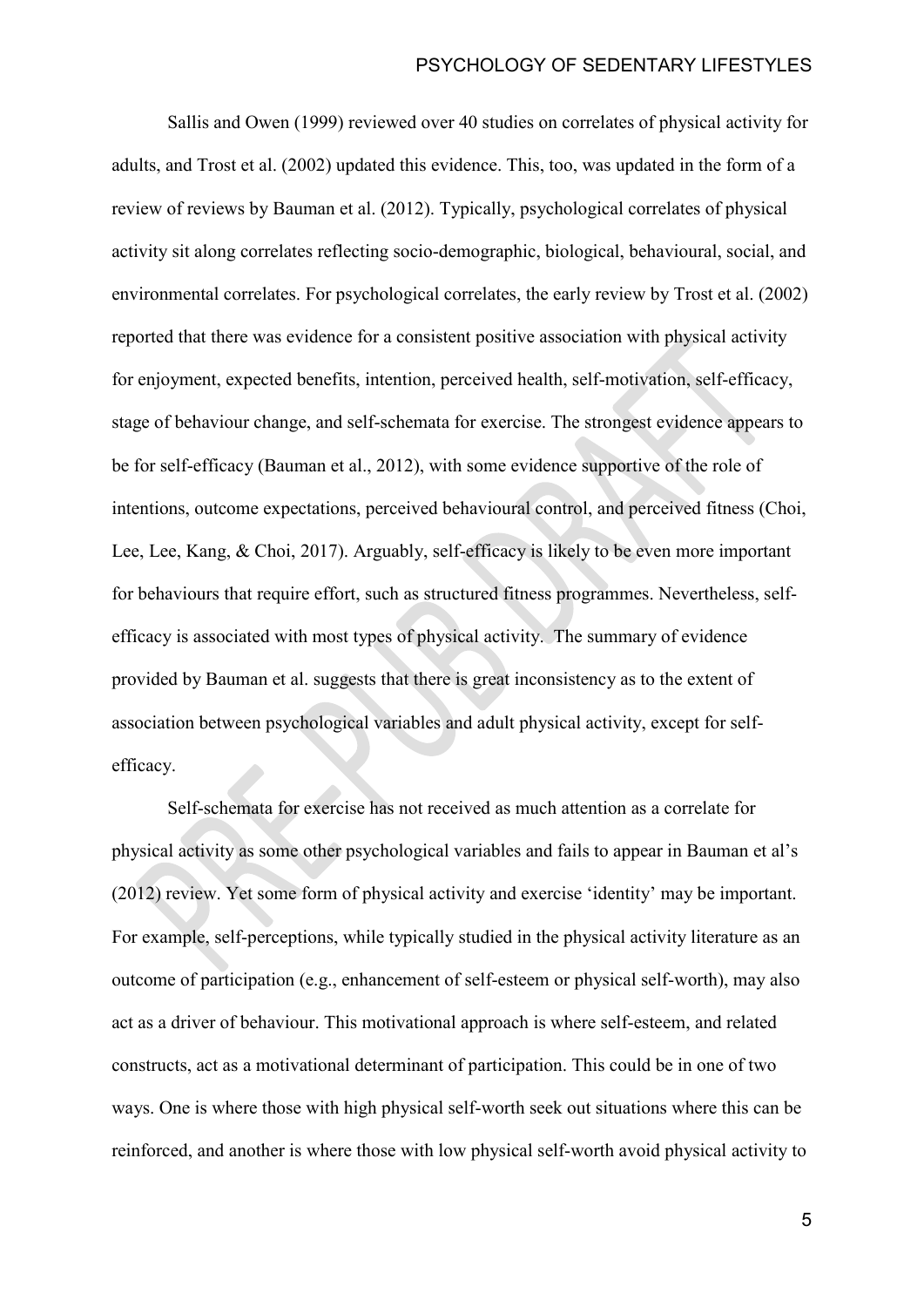Sallis and Owen (1999) reviewed over 40 studies on correlates of physical activity for adults, and Trost et al. (2002) updated this evidence. This, too, was updated in the form of a review of reviews by Bauman et al. (2012). Typically, psychological correlates of physical activity sit along correlates reflecting socio-demographic, biological, behavioural, social, and environmental correlates. For psychological correlates, the early review by Trost et al. (2002) reported that there was evidence for a consistent positive association with physical activity for enjoyment, expected benefits, intention, perceived health, self-motivation, self-efficacy, stage of behaviour change, and self-schemata for exercise. The strongest evidence appears to be for self-efficacy (Bauman et al., 2012), with some evidence supportive of the role of intentions, outcome expectations, perceived behavioural control, and perceived fitness (Choi, Lee, Lee, Kang, & Choi, 2017). Arguably, self-efficacy is likely to be even more important for behaviours that require effort, such as structured fitness programmes. Nevertheless, self-efficacy is associated with most types of physical activity. The summary of evidence provided by Bauman et al. suggests that there is great inconsistency as to the extent of association between psychological variables and adult physical activity, except for self-efficacy.

Self-schemata for exercise has not received as much attention as a correlate for physical activity as some other psychological variables and fails to appear in Bauman et al's (2012) review. Yet some form of physical activity and exercise 'identity' may be important. For example, self-perceptions, while typically studied in the physical activity literature as an outcome of participation (e.g., enhancement of self-esteem or physical self-worth), may also act as a driver of behaviour. This motivational approach is where self-esteem, and related constructs, act as a motivational determinant of participation. This could be in one of two ways. One is where those with high physical self-worth seek out situations where this can be reinforced, and another is where those with low physical self-worth avoid physical activity to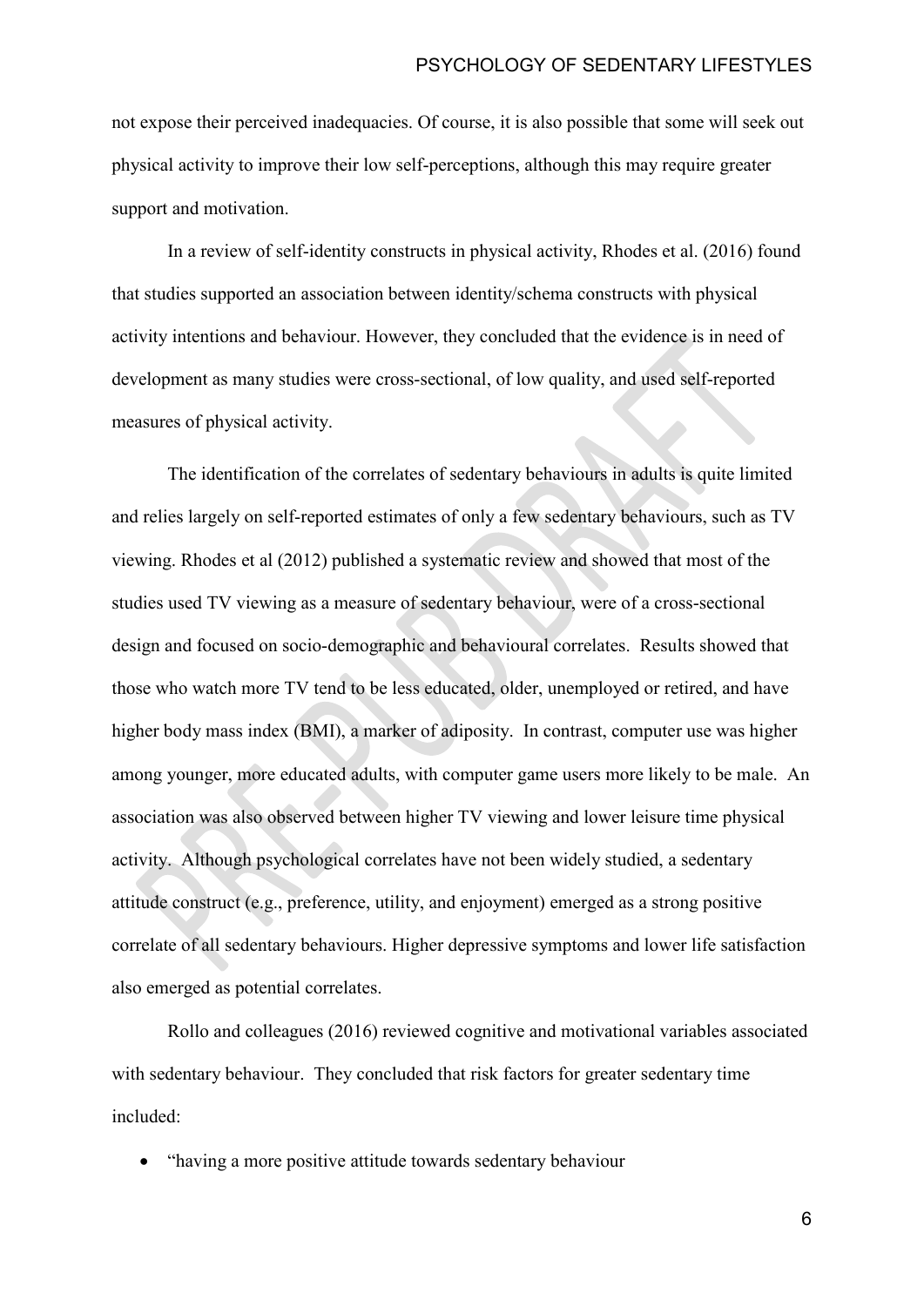not expose their perceived inadequacies. Of course, it is also possible that some will seek out physical activity to improve their low self-perceptions, although this may require greater support and motivation.

In a review of self-identity constructs in physical activity, Rhodes et al. (2016) found that studies supported an association between identity/schema constructs with physical activity intentions and behaviour. However, they concluded that the evidence is in need of development as many studies were cross-sectional, of low quality, and used self-reported measures of physical activity.

The identification of the correlates of sedentary behaviours in adults is quite limited and relies largely on self-reported estimates of only a few sedentary behaviours, such as TV viewing. Rhodes et al (2012) published a systematic review and showed that most of the studies used TV viewing as a measure of sedentary behaviour, were of a cross-sectional design and focused on socio-demographic and behavioural correlates. Results showed that those who watch more TV tend to be less educated, older, unemployed or retired, and have higher body mass index (BMI), a marker of adiposity. In contrast, computer use was higher among younger, more educated adults, with computer game users more likely to be male. An association was also observed between higher TV viewing and lower leisure time physical activity. Although psychological correlates have not been widely studied, a sedentary attitude construct (e.g., preference, utility, and enjoyment) emerged as a strong positive correlate of all sedentary behaviours. Higher depressive symptoms and lower life satisfaction also emerged as potential correlates.

Rollo and colleagues (2016) reviewed cognitive and motivational variables associated with sedentary behaviour. They concluded that risk factors for greater sedentary time included:

- "having a more positive attitude towards sedentary behaviour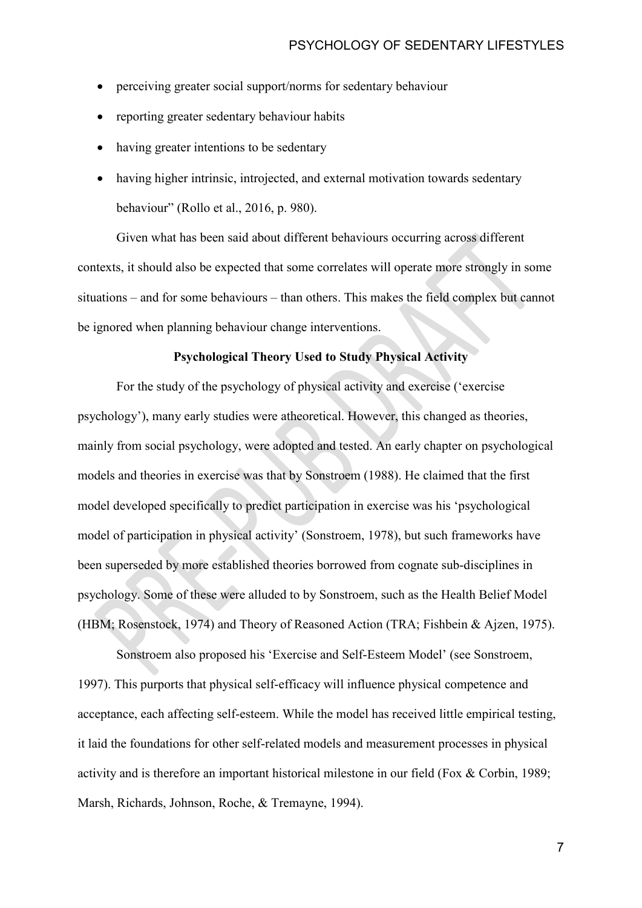- perceiving greater social support/norms for sedentary behaviour
- reporting greater sedentary behaviour habits
- having greater intentions to be sedentary
- having higher intrinsic, introjected, and external motivation towards sedentary behaviour" (Rollo et al., 2016, p. 980).

Given what has been said about different behaviours occurring across different contexts, it should also be expected that some correlates will operate more strongly in some situations – and for some behaviours – than others. This makes the field complex but cannot be ignored when planning behaviour change interventions.

## Psychological Theory Used to Study Physical Activity

For the study of the psychology of physical activity and exercise ('exercise psychology'), many early studies were atheoretical. However, this changed as theories, mainly from social psychology, were adopted and tested. An early chapter on psychological models and theories in exercise was that by Sonstroem (1988). He claimed that the first model developed specifically to predict participation in exercise was his 'psychological model of participation in physical activity' (Sonstroem, 1978), but such frameworks have been superseded by more established theories borrowed from cognate sub-disciplines in psychology. Some of these were alluded to by Sonstroem, such as the Health Belief Model (HBM; Rosenstock, 1974) and Theory of Reasoned Action (TRA; Fishbein & Ajzen, 1975).

Sonstroem also proposed his 'Exercise and Self-Esteem Model' (see Sonstroem, 1997). This purports that physical self-efficacy will influence physical competence and acceptance, each affecting self-esteem. While the model has received little empirical testing, it laid the foundations for other self-related models and measurement processes in physical activity and is therefore an important historical milestone in our field (Fox & Corbin, 1989; Marsh, Richards, Johnson, Roche, & Tremayne, 1994).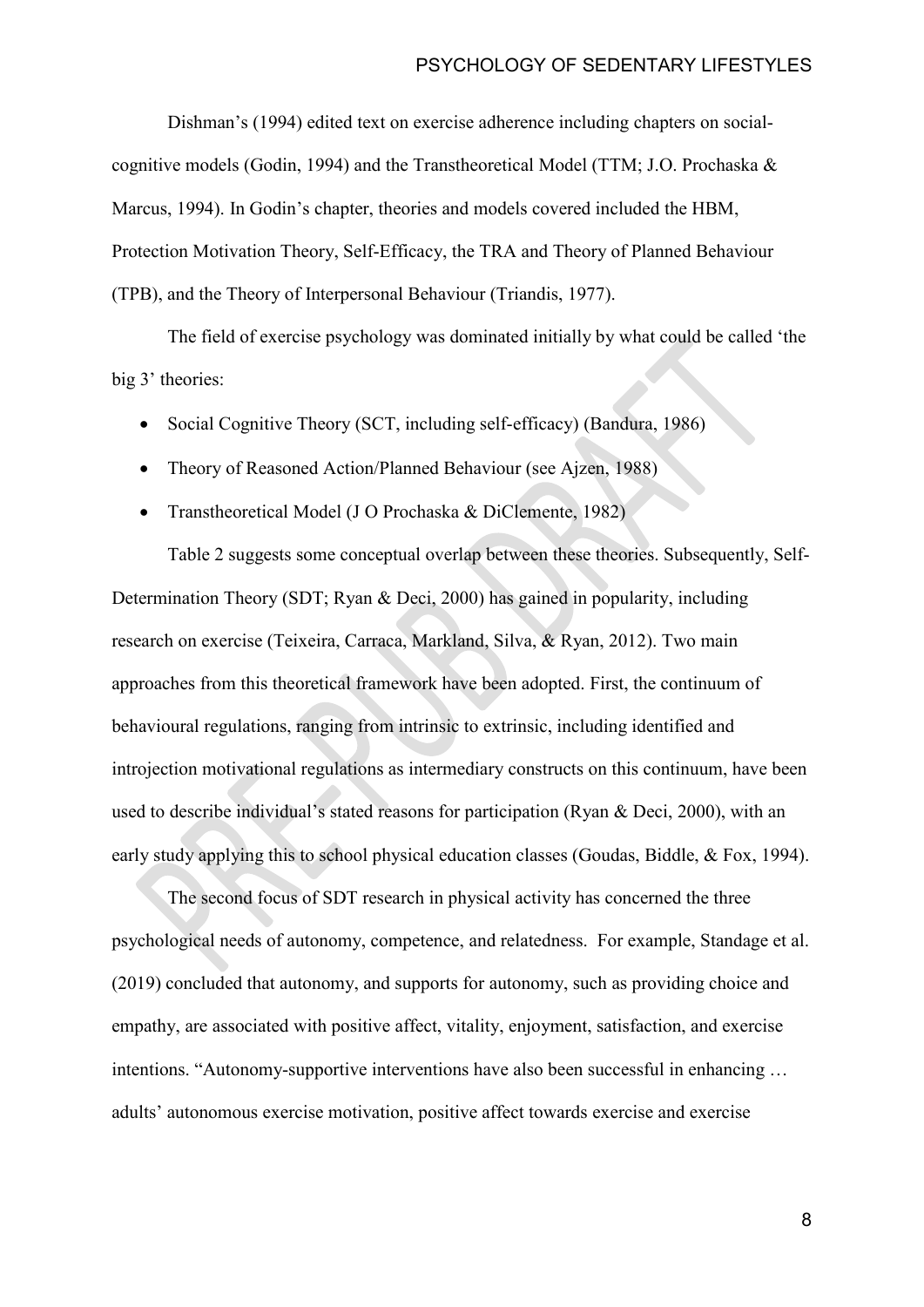Dishman's (1994) edited text on exercise adherence including chapters on social-cognitive models (Godin, 1994) and the Transtheoretical Model (TTM; J.O. Prochaska & Marcus, 1994). In Godin's chapter, theories and models covered included the HBM, Protection Motivation Theory, Self-Efficacy, the TRA and Theory of Planned Behaviour (TPB), and the Theory of Interpersonal Behaviour (Triandis, 1977).

The field of exercise psychology was dominated initially by what could be called 'the big 3' theories:

- Social Cognitive Theory (SCT, including self-efficacy) (Bandura, 1986)
- Theory of Reasoned Action/Planned Behaviour (see Ajzen, 1988)
- Transtheoretical Model (J O Prochaska & DiClemente, 1982)

Table 2 suggests some conceptual overlap between these theories. Subsequently, Self-Determination Theory (SDT; Ryan & Deci, 2000) has gained in popularity, including research on exercise (Teixeira, Carraca, Markland, Silva, & Ryan, 2012). Two main approaches from this theoretical framework have been adopted. First, the continuum of behavioural regulations, ranging from intrinsic to extrinsic, including identified and introjection motivational regulations as intermediary constructs on this continuum, have been used to describe individual's stated reasons for participation (Ryan & Deci, 2000), with an early study applying this to school physical education classes (Goudas, Biddle, & Fox, 1994).

The second focus of SDT research in physical activity has concerned the three psychological needs of autonomy, competence, and relatedness. For example, Standage et al. (2019) concluded that autonomy, and supports for autonomy, such as providing choice and empathy, are associated with positive affect, vitality, enjoyment, satisfaction, and exercise intentions. "Autonomy-supportive interventions have also been successful in enhancing … adults' autonomous exercise motivation, positive affect towards exercise and exercise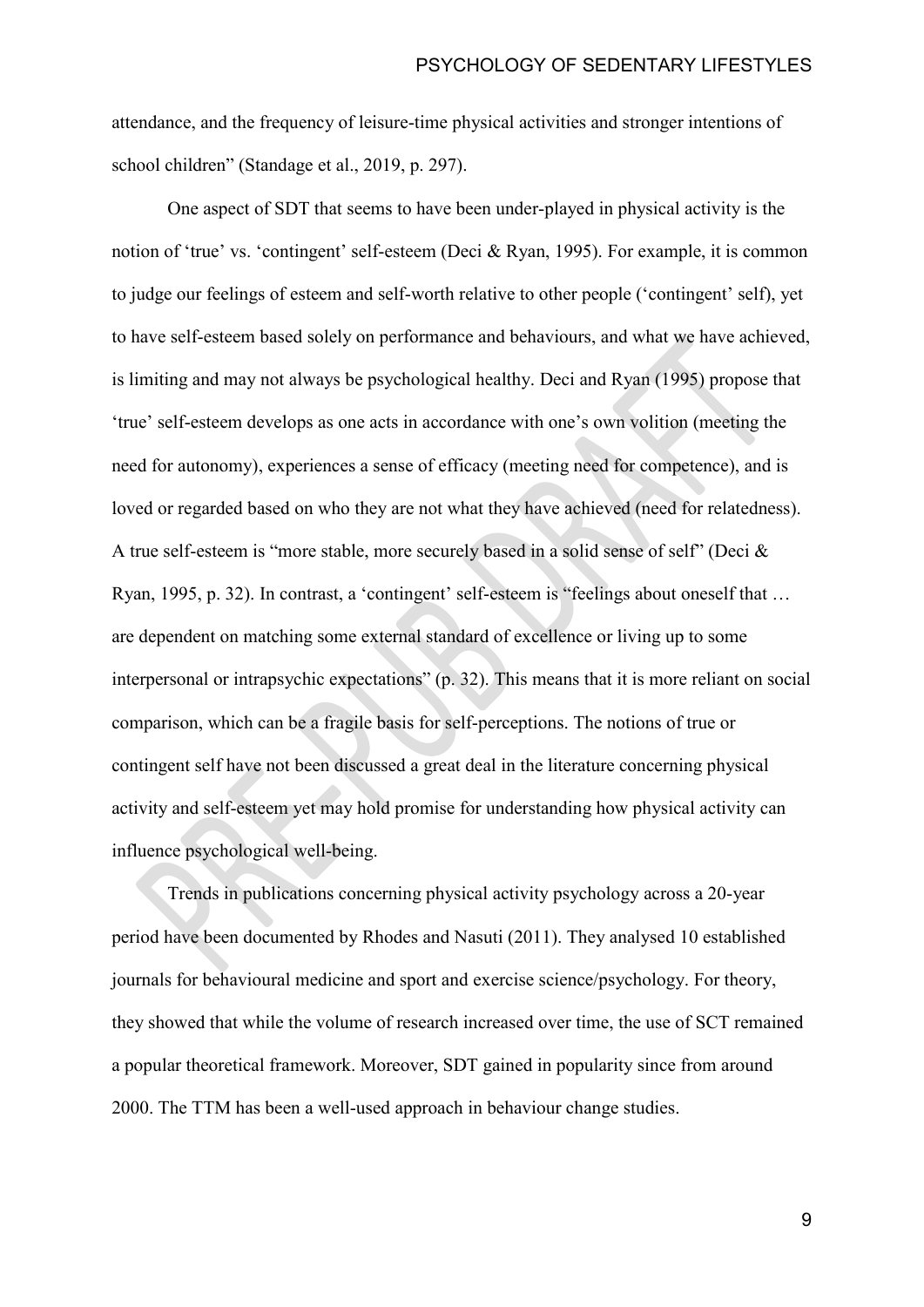attendance, and the frequency of leisure-time physical activities and stronger intentions of school children" (Standage et al., 2019, p. 297).

One aspect of SDT that seems to have been under-played in physical activity is the notion of 'true' vs. 'contingent' self-esteem (Deci & Ryan, 1995). For example, it is common to judge our feelings of esteem and self-worth relative to other people ('contingent' self), yet to have self-esteem based solely on performance and behaviours, and what we have achieved, is limiting and may not always be psychological healthy. Deci and Ryan (1995) propose that 'true' self-esteem develops as one acts in accordance with one's own volition (meeting the need for autonomy), experiences a sense of efficacy (meeting need for competence), and is loved or regarded based on who they are not what they have achieved (need for relatedness). A true self-esteem is "more stable, more securely based in a solid sense of self" (Deci & Ryan, 1995, p. 32). In contrast, a 'contingent' self-esteem is "feelings about oneself that … are dependent on matching some external standard of excellence or living up to some interpersonal or intrapsychic expectations" (p. 32). This means that it is more reliant on social comparison, which can be a fragile basis for self-perceptions. The notions of true or contingent self have not been discussed a great deal in the literature concerning physical activity and self-esteem yet may hold promise for understanding how physical activity can influence psychological well-being.

Trends in publications concerning physical activity psychology across a 20-year period have been documented by Rhodes and Nasuti (2011). They analysed 10 established journals for behavioural medicine and sport and exercise science/psychology. For theory, they showed that while the volume of research increased over time, the use of SCT remained a popular theoretical framework. Moreover, SDT gained in popularity since from around 2000. The TTM has been a well-used approach in behaviour change studies.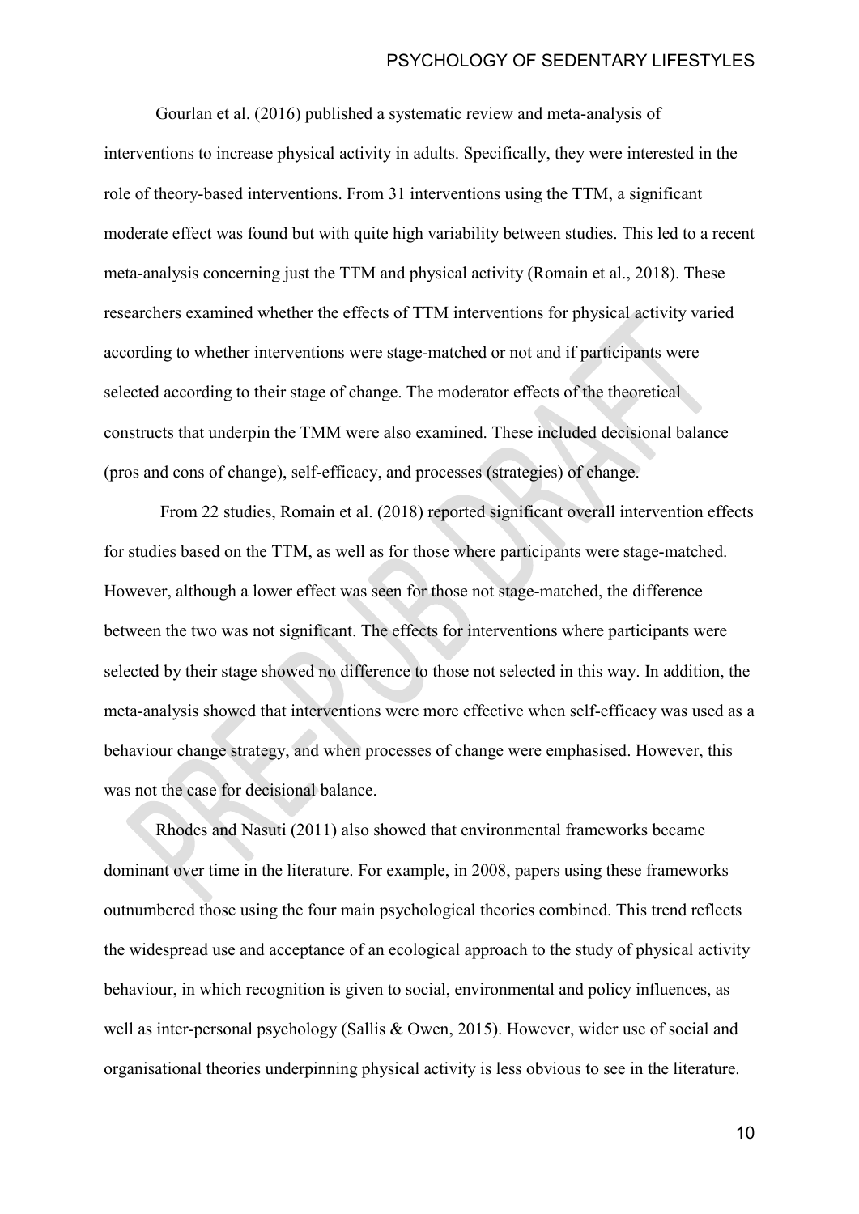Gourlan et al. (2016) published a systematic review and meta-analysis of interventions to increase physical activity in adults. Specifically, they were interested in the role of theory-based interventions. From 31 interventions using the TTM, a significant moderate effect was found but with quite high variability between studies. This led to a recent meta-analysis concerning just the TTM and physical activity (Romain et al., 2018). These researchers examined whether the effects of TTM interventions for physical activity varied according to whether interventions were stage-matched or not and if participants were selected according to their stage of change. The moderator effects of the theoretical constructs that underpin the TMM were also examined. These included decisional balance (pros and cons of change), self-efficacy, and processes (strategies) of change.

From 22 studies, Romain et al. (2018) reported significant overall intervention effects for studies based on the TTM, as well as for those where participants were stage-matched. However, although a lower effect was seen for those not stage-matched, the difference between the two was not significant. The effects for interventions where participants were selected by their stage showed no difference to those not selected in this way. In addition, the meta-analysis showed that interventions were more effective when self-efficacy was used as a behaviour change strategy, and when processes of change were emphasised. However, this was not the case for decisional balance.

Rhodes and Nasuti (2011) also showed that environmental frameworks became dominant over time in the literature. For example, in 2008, papers using these frameworks outnumbered those using the four main psychological theories combined. This trend reflects the widespread use and acceptance of an ecological approach to the study of physical activity behaviour, in which recognition is given to social, environmental and policy influences, as well as inter-personal psychology (Sallis & Owen, 2015). However, wider use of social and organisational theories underpinning physical activity is less obvious to see in the literature.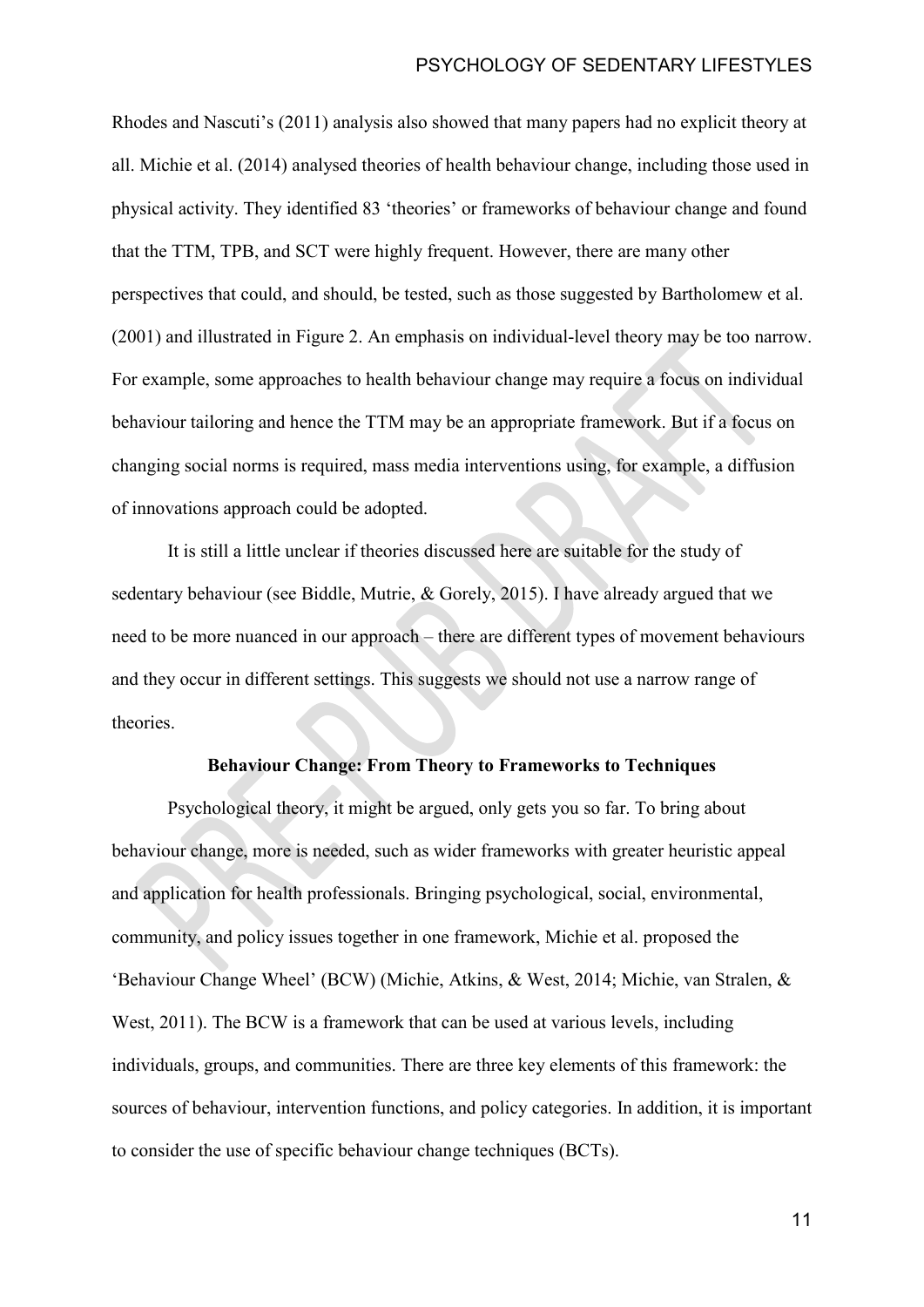Rhodes and Nascuti's (2011) analysis also showed that many papers had no explicit theory at all. Michie et al. (2014) analysed theories of health behaviour change, including those used in physical activity. They identified 83 'theories' or frameworks of behaviour change and found that the TTM, TPB, and SCT were highly frequent. However, there are many other perspectives that could, and should, be tested, such as those suggested by Bartholomew et al. (2001) and illustrated in Figure 2. An emphasis on individual-level theory may be too narrow. For example, some approaches to health behaviour change may require a focus on individual behaviour tailoring and hence the TTM may be an appropriate framework. But if a focus on changing social norms is required, mass media interventions using, for example, a diffusion of innovations approach could be adopted.

It is still a little unclear if theories discussed here are suitable for the study of sedentary behaviour (see Biddle, Mutrie, & Gorely, 2015). I have already argued that we need to be more nuanced in our approach – there are different types of movement behaviours and they occur in different settings. This suggests we should not use a narrow range of theories.

## Behaviour Change: From Theory to Frameworks to Techniques

Psychological theory, it might be argued, only gets you so far. To bring about behaviour change, more is needed, such as wider frameworks with greater heuristic appeal and application for health professionals. Bringing psychological, social, environmental, community, and policy issues together in one framework, Michie et al. proposed the 'Behaviour Change Wheel' (BCW) (Michie, Atkins, & West, 2014; Michie, van Stralen, & West, 2011). The BCW is a framework that can be used at various levels, including individuals, groups, and communities. There are three key elements of this framework: the sources of behaviour, intervention functions, and policy categories. In addition, it is important to consider the use of specific behaviour change techniques (BCTs).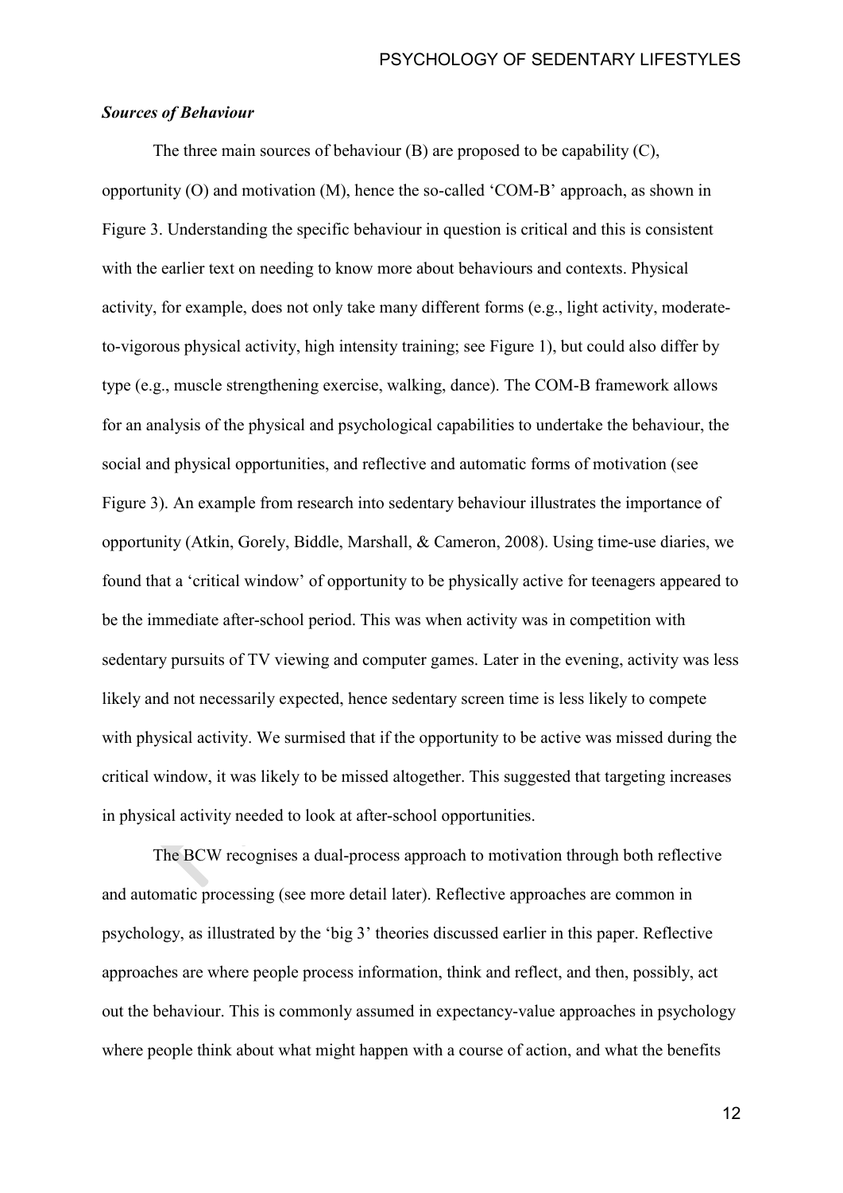### *Sources of Behaviour*

The three main sources of behaviour (B) are proposed to be capability (C), opportunity (O) and motivation (M), hence the so-called 'COM-B' approach, as shown in Figure 3. Understanding the specific behaviour in question is critical and this is consistent with the earlier text on needing to know more about behaviours and contexts. Physical activity, for example, does not only take many different forms (e.g., light activity, moderate-to-vigorous physical activity, high intensity training; see Figure 1), but could also differ by type (e.g., muscle strengthening exercise, walking, dance). The COM-B framework allows for an analysis of the physical and psychological capabilities to undertake the behaviour, the social and physical opportunities, and reflective and automatic forms of motivation (see Figure 3). An example from research into sedentary behaviour illustrates the importance of opportunity (Atkin, Gorely, Biddle, Marshall, & Cameron, 2008). Using time-use diaries, we found that a 'critical window' of opportunity to be physically active for teenagers appeared to be the immediate after-school period. This was when activity was in competition with sedentary pursuits of TV viewing and computer games. Later in the evening, activity was less likely and not necessarily expected, hence sedentary screen time is less likely to compete with physical activity. We surmised that if the opportunity to be active was missed during the critical window, it was likely to be missed altogether. This suggested that targeting increases in physical activity needed to look at after-school opportunities.

The BCW recognises a dual-process approach to motivation through both reflective and automatic processing (see more detail later). Reflective approaches are common in psychology, as illustrated by the 'big 3' theories discussed earlier in this paper. Reflective approaches are where people process information, think and reflect, and then, possibly, act out the behaviour. This is commonly assumed in expectancy-value approaches in psychology where people think about what might happen with a course of action, and what the benefits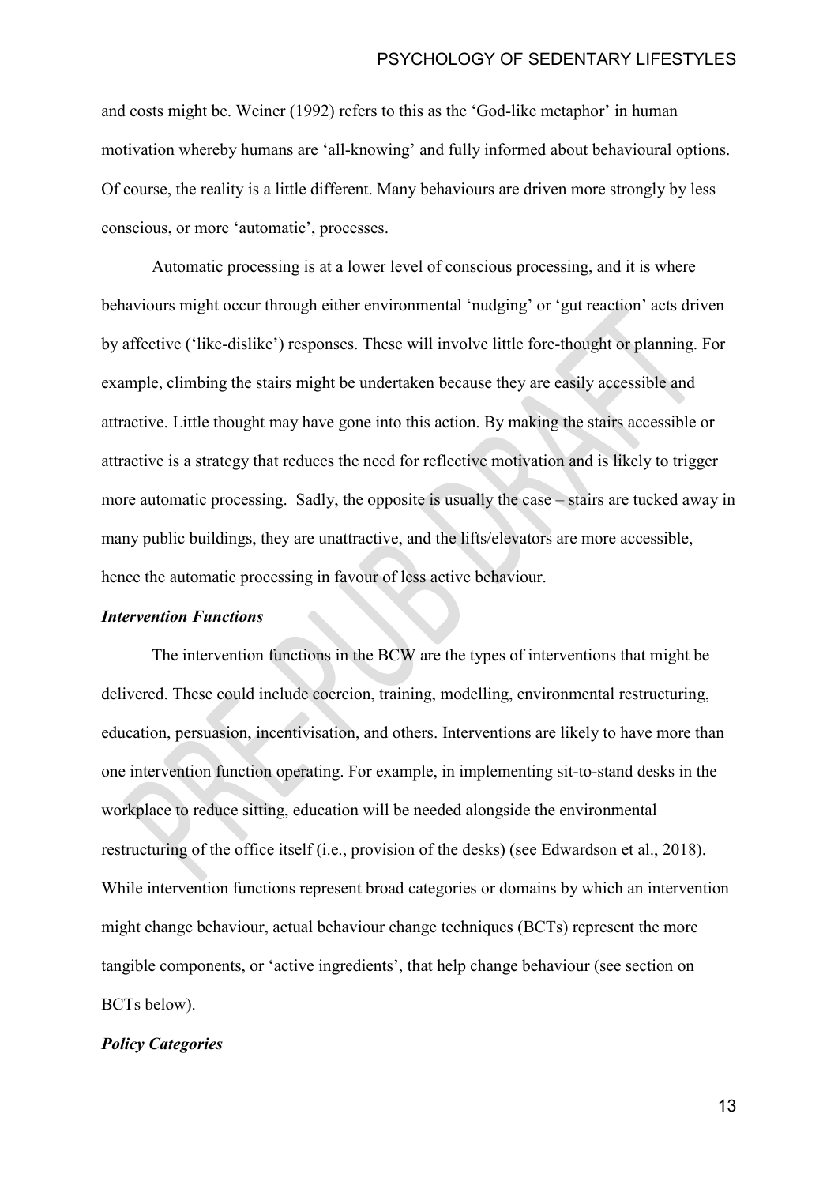and costs might be. Weiner (1992) refers to this as the 'God-like metaphor' in human motivation whereby humans are 'all-knowing' and fully informed about behavioural options. Of course, the reality is a little different. Many behaviours are driven more strongly by less conscious, or more 'automatic', processes.

Automatic processing is at a lower level of conscious processing, and it is where behaviours might occur through either environmental 'nudging' or 'gut reaction' acts driven by affective ('like-dislike') responses. These will involve little fore-thought or planning. For example, climbing the stairs might be undertaken because they are easily accessible and attractive. Little thought may have gone into this action. By making the stairs accessible or attractive is a strategy that reduces the need for reflective motivation and is likely to trigger more automatic processing. Sadly, the opposite is usually the case – stairs are tucked away in many public buildings, they are unattractive, and the lifts/elevators are more accessible, hence the automatic processing in favour of less active behaviour.

***Intervention Functions***

The intervention functions in the BCW are the types of interventions that might be delivered. These could include coercion, training, modelling, environmental restructuring, education, persuasion, incentivisation, and others. Interventions are likely to have more than one intervention function operating. For example, in implementing sit-to-stand desks in the workplace to reduce sitting, education will be needed alongside the environmental restructuring of the office itself (i.e., provision of the desks) (see Edwardson et al., 2018). While intervention functions represent broad categories or domains by which an intervention might change behaviour, actual behaviour change techniques (BCTs) represent the more tangible components, or 'active ingredients', that help change behaviour (see section on BCTs below).

***Policy Categories***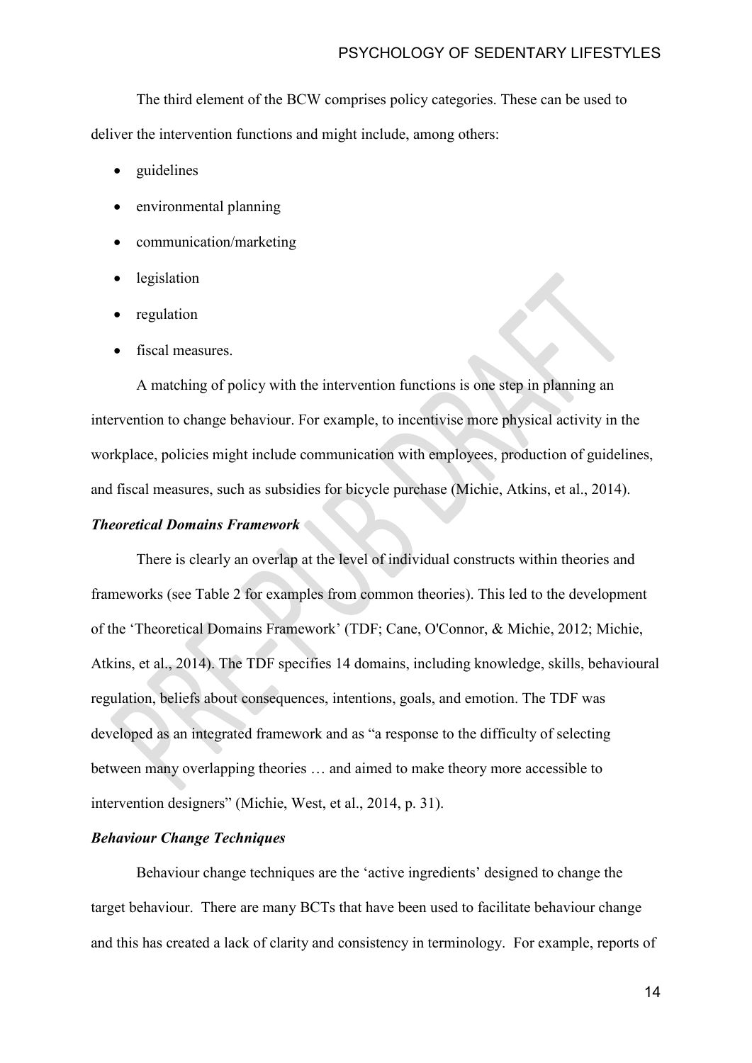The third element of the BCW comprises policy categories. These can be used to deliver the intervention functions and might include, among others:

- guidelines
- environmental planning
- communication/marketing
- legislation
- regulation
- fiscal measures.

A matching of policy with the intervention functions is one step in planning an intervention to change behaviour. For example, to incentivise more physical activity in the workplace, policies might include communication with employees, production of guidelines, and fiscal measures, such as subsidies for bicycle purchase (Michie, Atkins, et al., 2014).

### *Theoretical Domains Framework*

There is clearly an overlap at the level of individual constructs within theories and frameworks (see Table 2 for examples from common theories). This led to the development of the 'Theoretical Domains Framework' (TDF; Cane, O'Connor, & Michie, 2012; Michie, Atkins, et al., 2014). The TDF specifies 14 domains, including knowledge, skills, behavioural regulation, beliefs about consequences, intentions, goals, and emotion. The TDF was developed as an integrated framework and as "a response to the difficulty of selecting between many overlapping theories … and aimed to make theory more accessible to intervention designers" (Michie, West, et al., 2014, p. 31).

### *Behaviour Change Techniques*

Behaviour change techniques are the 'active ingredients' designed to change the target behaviour. There are many BCTs that have been used to facilitate behaviour change and this has created a lack of clarity and consistency in terminology. For example, reports of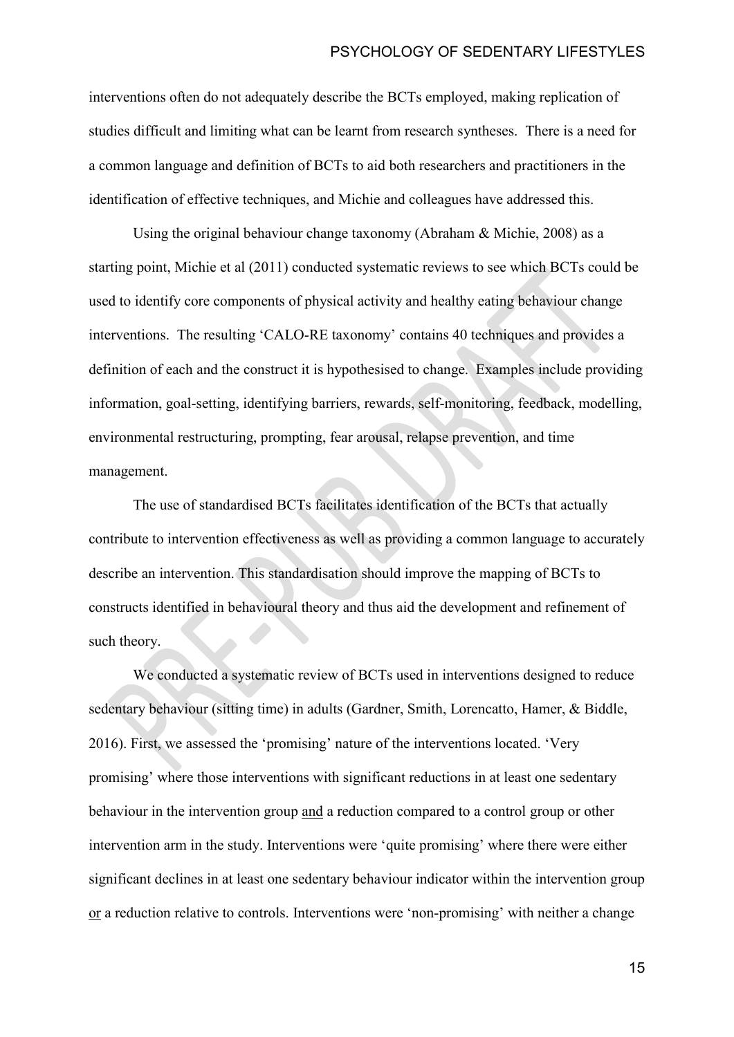interventions often do not adequately describe the BCTs employed, making replication of studies difficult and limiting what can be learnt from research syntheses. There is a need for a common language and definition of BCTs to aid both researchers and practitioners in the identification of effective techniques, and Michie and colleagues have addressed this.

Using the original behaviour change taxonomy (Abraham & Michie, 2008) as a starting point, Michie et al (2011) conducted systematic reviews to see which BCTs could be used to identify core components of physical activity and healthy eating behaviour change interventions. The resulting 'CALO-RE taxonomy' contains 40 techniques and provides a definition of each and the construct it is hypothesised to change. Examples include providing information, goal-setting, identifying barriers, rewards, self-monitoring, feedback, modelling, environmental restructuring, prompting, fear arousal, relapse prevention, and time management.

The use of standardised BCTs facilitates identification of the BCTs that actually contribute to intervention effectiveness as well as providing a common language to accurately describe an intervention. This standardisation should improve the mapping of BCTs to constructs identified in behavioural theory and thus aid the development and refinement of such theory.

We conducted a systematic review of BCTs used in interventions designed to reduce sedentary behaviour (sitting time) in adults (Gardner, Smith, Lorencatto, Hamer, & Biddle, 2016). First, we assessed the 'promising' nature of the interventions located. 'Very promising' where those interventions with significant reductions in at least one sedentary behaviour in the intervention group <u>and</u> a reduction compared to a control group or other intervention arm in the study. Interventions were 'quite promising' where there were either significant declines in at least one sedentary behaviour indicator within the intervention group <u>or</u> a reduction relative to controls. Interventions were 'non-promising' with neither a change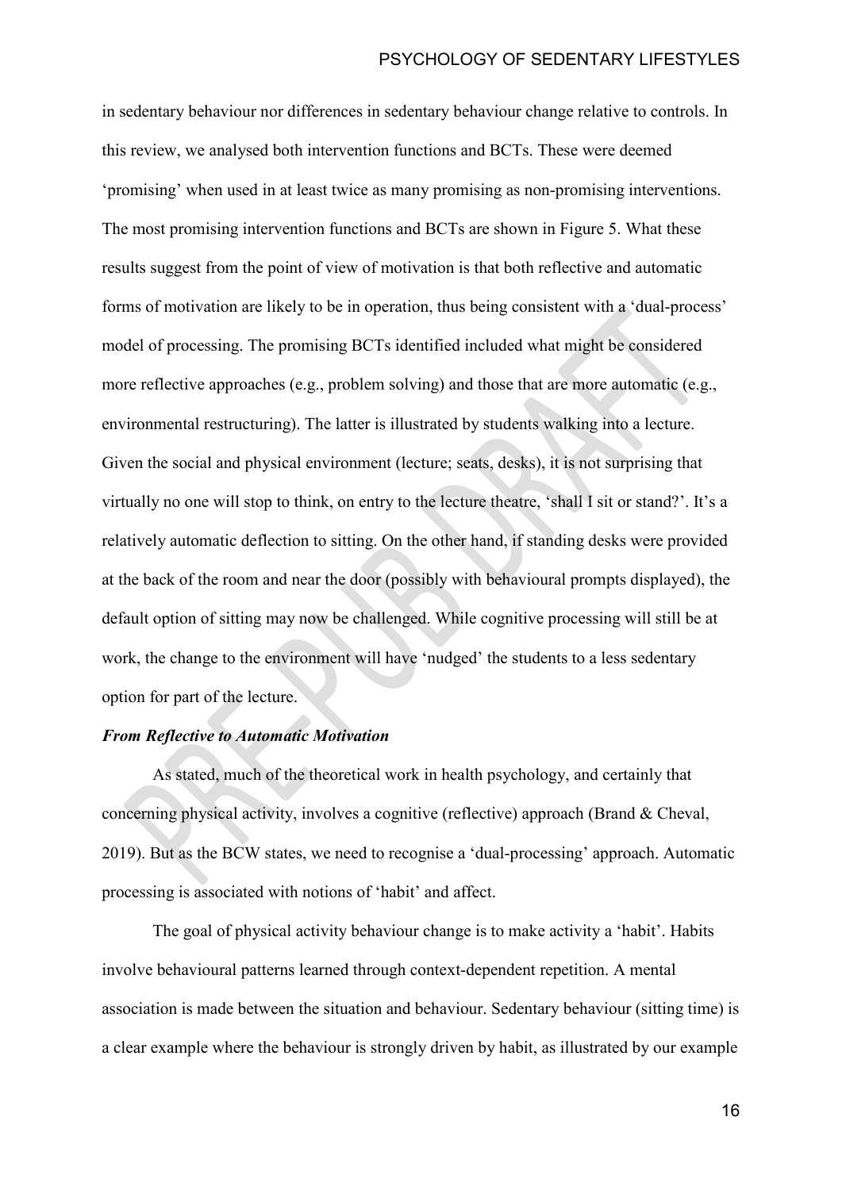in sedentary behaviour nor differences in sedentary behaviour change relative to controls. In this review, we analysed both intervention functions and BCTs. These were deemed 'promising' when used in at least twice as many promising as non-promising interventions. The most promising intervention functions and BCTs are shown in Figure 5. What these results suggest from the point of view of motivation is that both reflective and automatic forms of motivation are likely to be in operation, thus being consistent with a 'dual-process' model of processing. The promising BCTs identified included what might be considered more reflective approaches (e.g., problem solving) and those that are more automatic (e.g., environmental restructuring). The latter is illustrated by students walking into a lecture. Given the social and physical environment (lecture; seats, desks), it is not surprising that virtually no one will stop to think, on entry to the lecture theatre, 'shall I sit or stand?'. It's a relatively automatic deflection to sitting. On the other hand, if standing desks were provided at the back of the room and near the door (possibly with behavioural prompts displayed), the default option of sitting may now be challenged. While cognitive processing will still be at work, the change to the environment will have 'nudged' the students to a less sedentary option for part of the lecture.

### *From Reflective to Automatic Motivation*

As stated, much of the theoretical work in health psychology, and certainly that concerning physical activity, involves a cognitive (reflective) approach (Brand & Cheval, 2019). But as the BCW states, we need to recognise a 'dual-processing' approach. Automatic processing is associated with notions of 'habit' and affect.

The goal of physical activity behaviour change is to make activity a 'habit'. Habits involve behavioural patterns learned through context-dependent repetition. A mental association is made between the situation and behaviour. Sedentary behaviour (sitting time) is a clear example where the behaviour is strongly driven by habit, as illustrated by our example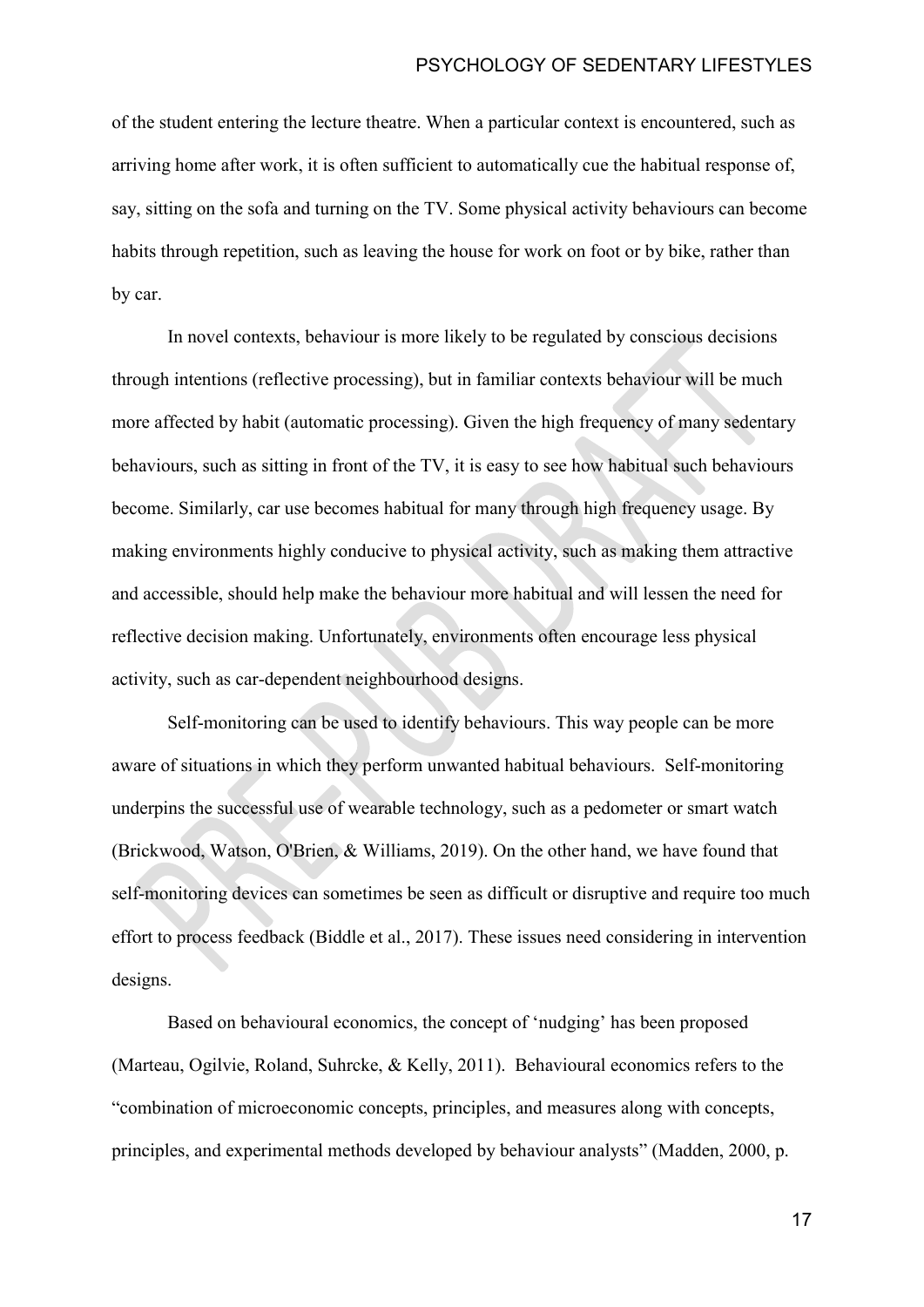of the student entering the lecture theatre. When a particular context is encountered, such as arriving home after work, it is often sufficient to automatically cue the habitual response of, say, sitting on the sofa and turning on the TV. Some physical activity behaviours can become habits through repetition, such as leaving the house for work on foot or by bike, rather than by car.

In novel contexts, behaviour is more likely to be regulated by conscious decisions through intentions (reflective processing), but in familiar contexts behaviour will be much more affected by habit (automatic processing). Given the high frequency of many sedentary behaviours, such as sitting in front of the TV, it is easy to see how habitual such behaviours become. Similarly, car use becomes habitual for many through high frequency usage. By making environments highly conducive to physical activity, such as making them attractive and accessible, should help make the behaviour more habitual and will lessen the need for reflective decision making. Unfortunately, environments often encourage less physical activity, such as car-dependent neighbourhood designs.

Self-monitoring can be used to identify behaviours. This way people can be more aware of situations in which they perform unwanted habitual behaviours. Self-monitoring underpins the successful use of wearable technology, such as a pedometer or smart watch (Brickwood, Watson, O'Brien, & Williams, 2019). On the other hand, we have found that self-monitoring devices can sometimes be seen as difficult or disruptive and require too much effort to process feedback (Biddle et al., 2017). These issues need considering in intervention designs.

Based on behavioural economics, the concept of 'nudging' has been proposed (Marteau, Ogilvie, Roland, Suhrcke, & Kelly, 2011). Behavioural economics refers to the "combination of microeconomic concepts, principles, and measures along with concepts, principles, and experimental methods developed by behaviour analysts" (Madden, 2000, p.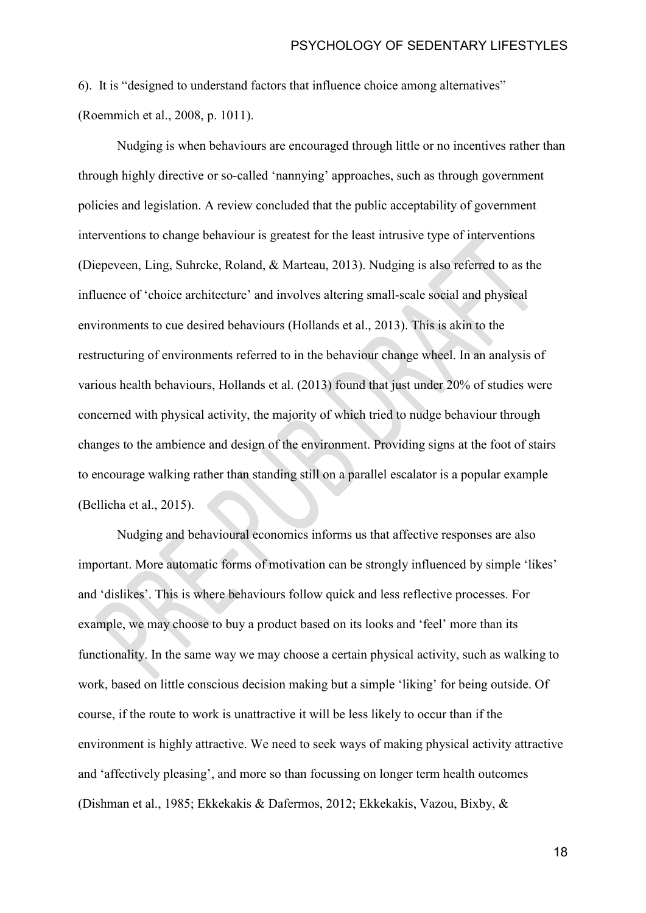6). It is "designed to understand factors that influence choice among alternatives" (Roemmich et al., 2008, p. 1011).

Nudging is when behaviours are encouraged through little or no incentives rather than through highly directive or so-called 'nannying' approaches, such as through government policies and legislation. A review concluded that the public acceptability of government interventions to change behaviour is greatest for the least intrusive type of interventions (Diepeveen, Ling, Suhrcke, Roland, & Marteau, 2013). Nudging is also referred to as the influence of 'choice architecture' and involves altering small-scale social and physical environments to cue desired behaviours (Hollands et al., 2013). This is akin to the restructuring of environments referred to in the behaviour change wheel. In an analysis of various health behaviours, Hollands et al. (2013) found that just under 20% of studies were concerned with physical activity, the majority of which tried to nudge behaviour through changes to the ambience and design of the environment. Providing signs at the foot of stairs to encourage walking rather than standing still on a parallel escalator is a popular example (Bellicha et al., 2015).

Nudging and behavioural economics informs us that affective responses are also important. More automatic forms of motivation can be strongly influenced by simple 'likes' and 'dislikes'. This is where behaviours follow quick and less reflective processes. For example, we may choose to buy a product based on its looks and 'feel' more than its functionality. In the same way we may choose a certain physical activity, such as walking to work, based on little conscious decision making but a simple 'liking' for being outside. Of course, if the route to work is unattractive it will be less likely to occur than if the environment is highly attractive. We need to seek ways of making physical activity attractive and 'affectively pleasing', and more so than focussing on longer term health outcomes (Dishman et al., 1985; Ekkekakis & Dafermos, 2012; Ekkekakis, Vazou, Bixby, &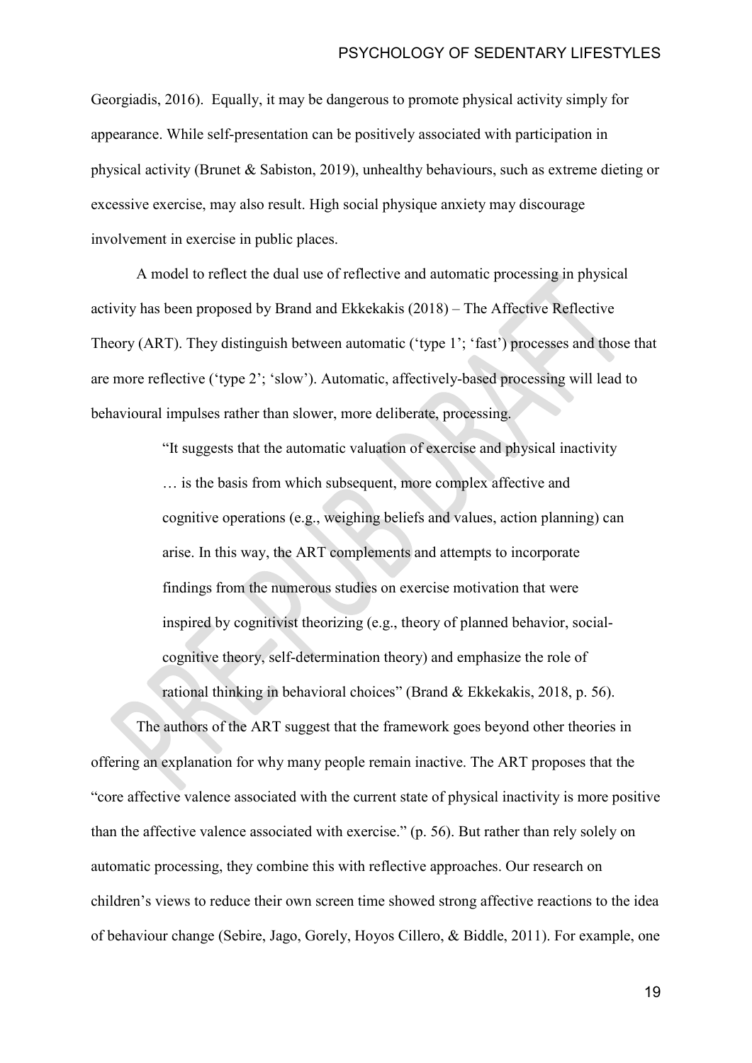Georgiadis, 2016). Equally, it may be dangerous to promote physical activity simply for appearance. While self-presentation can be positively associated with participation in physical activity (Brunet & Sabiston, 2019), unhealthy behaviours, such as extreme dieting or excessive exercise, may also result. High social physique anxiety may discourage involvement in exercise in public places.

A model to reflect the dual use of reflective and automatic processing in physical activity has been proposed by Brand and Ekkekakis (2018) – The Affective Reflective Theory (ART). They distinguish between automatic ('type 1'; 'fast') processes and those that are more reflective ('type 2'; 'slow'). Automatic, affectively-based processing will lead to behavioural impulses rather than slower, more deliberate, processing.

> "It suggests that the automatic valuation of exercise and physical inactivity … is the basis from which subsequent, more complex affective and cognitive operations (e.g., weighing beliefs and values, action planning) can arise. In this way, the ART complements and attempts to incorporate findings from the numerous studies on exercise motivation that were inspired by cognitivist theorizing (e.g., theory of planned behavior, social-cognitive theory, self-determination theory) and emphasize the role of rational thinking in behavioral choices" (Brand & Ekkekakis, 2018, p. 56).

The authors of the ART suggest that the framework goes beyond other theories in offering an explanation for why many people remain inactive. The ART proposes that the "core affective valence associated with the current state of physical inactivity is more positive than the affective valence associated with exercise." (p. 56). But rather than rely solely on automatic processing, they combine this with reflective approaches. Our research on children's views to reduce their own screen time showed strong affective reactions to the idea of behaviour change (Sebire, Jago, Gorely, Hoyos Cillero, & Biddle, 2011). For example, one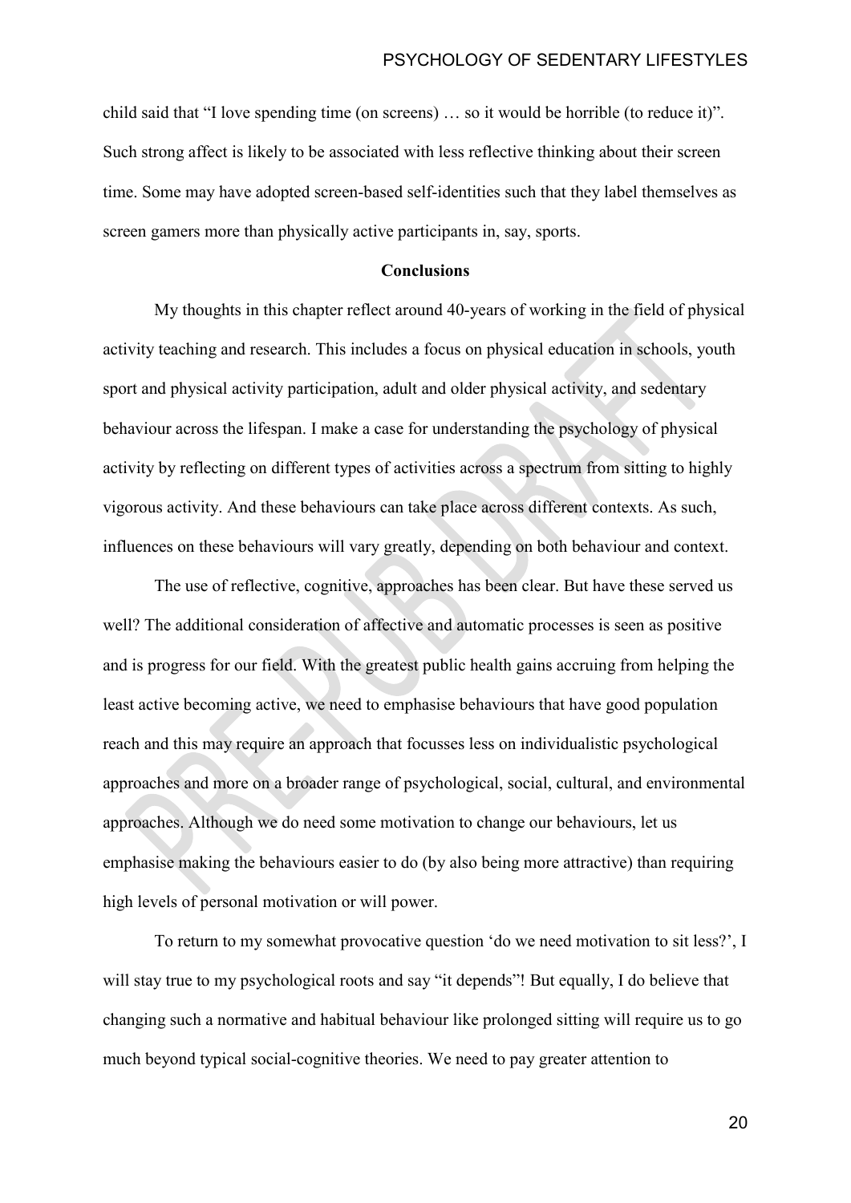child said that "I love spending time (on screens) … so it would be horrible (to reduce it)". Such strong affect is likely to be associated with less reflective thinking about their screen time. Some may have adopted screen-based self-identities such that they label themselves as screen gamers more than physically active participants in, say, sports.

## Conclusions

My thoughts in this chapter reflect around 40-years of working in the field of physical activity teaching and research. This includes a focus on physical education in schools, youth sport and physical activity participation, adult and older physical activity, and sedentary behaviour across the lifespan. I make a case for understanding the psychology of physical activity by reflecting on different types of activities across a spectrum from sitting to highly vigorous activity. And these behaviours can take place across different contexts. As such, influences on these behaviours will vary greatly, depending on both behaviour and context.

The use of reflective, cognitive, approaches has been clear. But have these served us well? The additional consideration of affective and automatic processes is seen as positive and is progress for our field. With the greatest public health gains accruing from helping the least active becoming active, we need to emphasise behaviours that have good population reach and this may require an approach that focusses less on individualistic psychological approaches and more on a broader range of psychological, social, cultural, and environmental approaches. Although we do need some motivation to change our behaviours, let us emphasise making the behaviours easier to do (by also being more attractive) than requiring high levels of personal motivation or will power.

To return to my somewhat provocative question 'do we need motivation to sit less?', I will stay true to my psychological roots and say "it depends"! But equally, I do believe that changing such a normative and habitual behaviour like prolonged sitting will require us to go much beyond typical social-cognitive theories. We need to pay greater attention to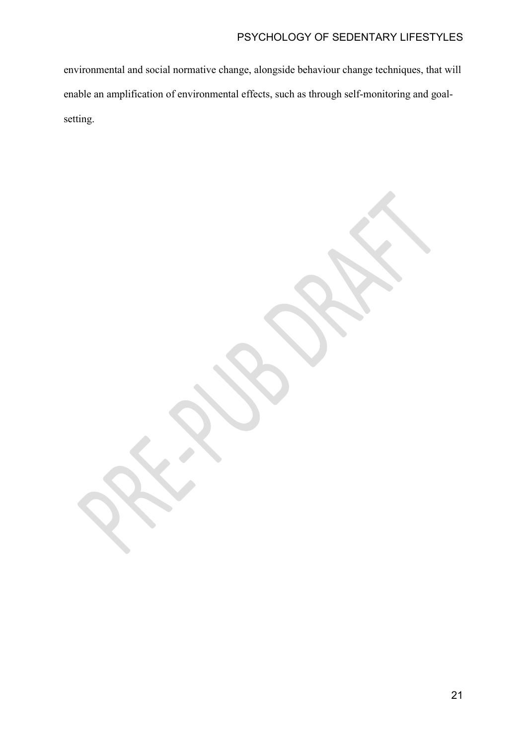environmental and social normative change, alongside behaviour change techniques, that will enable an amplification of environmental effects, such as through self-monitoring and goal-setting.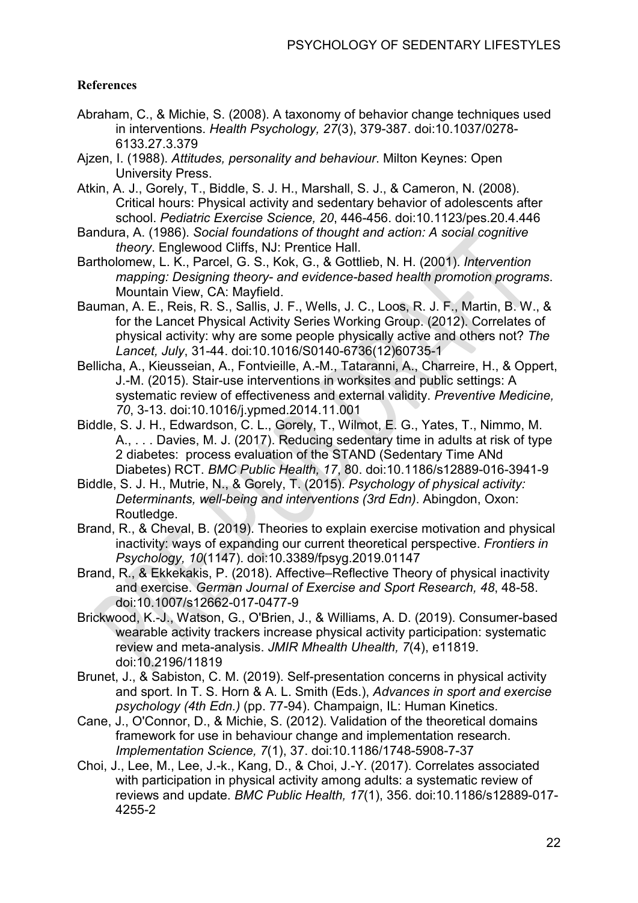**References**

Abraham, C., & Michie, S. (2008). A taxonomy of behavior change techniques used in interventions. *Health Psychology, 27*(3), 379-387. doi:10.1037/0278-6133.27.3.379

Ajzen, I. (1988). *Attitudes, personality and behaviour*. Milton Keynes: Open University Press.

Atkin, A. J., Gorely, T., Biddle, S. J. H., Marshall, S. J., & Cameron, N. (2008). Critical hours: Physical activity and sedentary behavior of adolescents after school. *Pediatric Exercise Science, 20*, 446-456. doi:10.1123/pes.20.4.446

Bandura, A. (1986). *Social foundations of thought and action: A social cognitive theory*. Englewood Cliffs, NJ: Prentice Hall.

Bartholomew, L. K., Parcel, G. S., Kok, G., & Gottlieb, N. H. (2001). *Intervention mapping: Designing theory- and evidence-based health promotion programs*. Mountain View, CA: Mayfield.

Bauman, A. E., Reis, R. S., Sallis, J. F., Wells, J. C., Loos, R. J. F., Martin, B. W., & for the Lancet Physical Activity Series Working Group. (2012). Correlates of physical activity: why are some people physically active and others not? *The Lancet, July*, 31-44. doi:10.1016/S0140-6736(12)60735-1

Bellicha, A., Kieusseian, A., Fontvieille, A.-M., Tataranni, A., Charreire, H., & Oppert, J.-M. (2015). Stair-use interventions in worksites and public settings: A systematic review of effectiveness and external validity. *Preventive Medicine, 70*, 3-13. doi:10.1016/j.ypmed.2014.11.001

Biddle, S. J. H., Edwardson, C. L., Gorely, T., Wilmot, E. G., Yates, T., Nimmo, M. A., . . . Davies, M. J. (2017). Reducing sedentary time in adults at risk of type 2 diabetes: process evaluation of the STAND (Sedentary Time ANd Diabetes) RCT. *BMC Public Health, 17*, 80. doi:10.1186/s12889-016-3941-9

Biddle, S. J. H., Mutrie, N., & Gorely, T. (2015). *Psychology of physical activity: Determinants, well-being and interventions (3rd Edn)*. Abingdon, Oxon: Routledge.

Brand, R., & Cheval, B. (2019). Theories to explain exercise motivation and physical inactivity: ways of expanding our current theoretical perspective. *Frontiers in Psychology, 10*(1147). doi:10.3389/fpsyg.2019.01147

Brand, R., & Ekkekakis, P. (2018). Affective–Reflective Theory of physical inactivity and exercise. *German Journal of Exercise and Sport Research, 48*, 48-58. doi:10.1007/s12662-017-0477-9

Brickwood, K.-J., Watson, G., O'Brien, J., & Williams, A. D. (2019). Consumer-based wearable activity trackers increase physical activity participation: systematic review and meta-analysis. *JMIR Mhealth Uhealth, 7*(4), e11819. doi:10.2196/11819

Brunet, J., & Sabiston, C. M. (2019). Self-presentation concerns in physical activity and sport. In T. S. Horn & A. L. Smith (Eds.), *Advances in sport and exercise psychology (4th Edn.)* (pp. 77-94). Champaign, IL: Human Kinetics.

Cane, J., O'Connor, D., & Michie, S. (2012). Validation of the theoretical domains framework for use in behaviour change and implementation research. *Implementation Science, 7*(1), 37. doi:10.1186/1748-5908-7-37

Choi, J., Lee, M., Lee, J.-k., Kang, D., & Choi, J.-Y. (2017). Correlates associated with participation in physical activity among adults: a systematic review of reviews and update. *BMC Public Health, 17*(1), 356. doi:10.1186/s12889-017-4255-2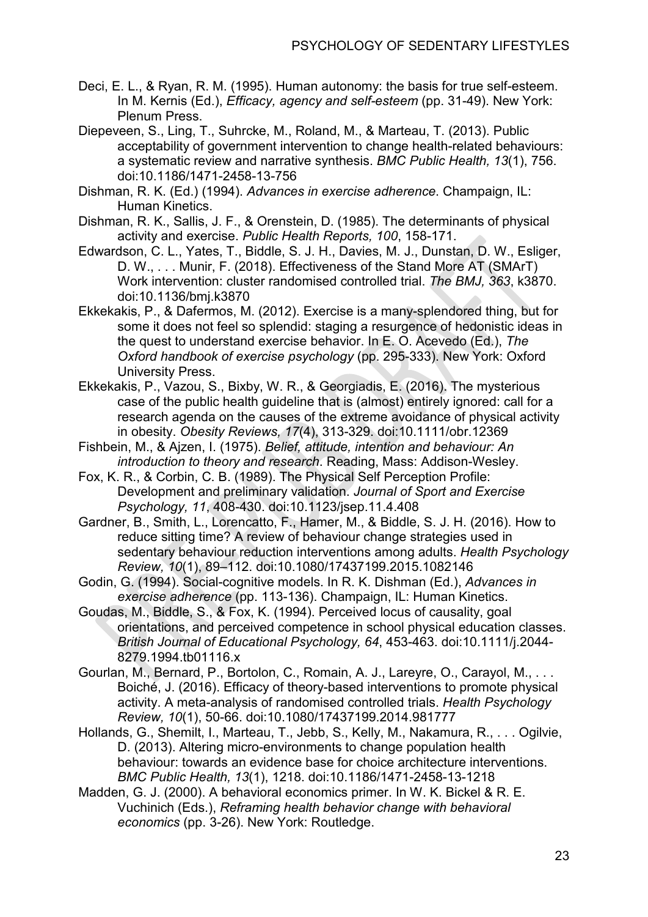Deci, E. L., & Ryan, R. M. (1995). Human autonomy: the basis for true self-esteem. In M. Kernis (Ed.), *Efficacy, agency and self-esteem* (pp. 31-49). New York: Plenum Press.

Diepeveen, S., Ling, T., Suhrcke, M., Roland, M., & Marteau, T. (2013). Public acceptability of government intervention to change health-related behaviours: a systematic review and narrative synthesis. *BMC Public Health, 13*(1), 756. doi:10.1186/1471-2458-13-756

Dishman, R. K. (Ed.) (1994). *Advances in exercise adherence*. Champaign, IL: Human Kinetics.

Dishman, R. K., Sallis, J. F., & Orenstein, D. (1985). The determinants of physical activity and exercise. *Public Health Reports, 100*, 158-171.

Edwardson, C. L., Yates, T., Biddle, S. J. H., Davies, M. J., Dunstan, D. W., Esliger, D. W., . . . Munir, F. (2018). Effectiveness of the Stand More AT (SMArT) Work intervention: cluster randomised controlled trial. *The BMJ, 363*, k3870. doi:10.1136/bmj.k3870

Ekkekakis, P., & Dafermos, M. (2012). Exercise is a many-splendored thing, but for some it does not feel so splendid: staging a resurgence of hedonistic ideas in the quest to understand exercise behavior. In E. O. Acevedo (Ed.), *The Oxford handbook of exercise psychology* (pp. 295-333). New York: Oxford University Press.

Ekkekakis, P., Vazou, S., Bixby, W. R., & Georgiadis, E. (2016). The mysterious case of the public health guideline that is (almost) entirely ignored: call for a research agenda on the causes of the extreme avoidance of physical activity in obesity. *Obesity Reviews, 17*(4), 313-329. doi:10.1111/obr.12369

Fishbein, M., & Ajzen, I. (1975). *Belief, attitude, intention and behaviour: An introduction to theory and research*. Reading, Mass: Addison-Wesley.

Fox, K. R., & Corbin, C. B. (1989). The Physical Self Perception Profile: Development and preliminary validation. *Journal of Sport and Exercise Psychology, 11*, 408-430. doi:10.1123/jsep.11.4.408

Gardner, B., Smith, L., Lorencatto, F., Hamer, M., & Biddle, S. J. H. (2016). How to reduce sitting time? A review of behaviour change strategies used in sedentary behaviour reduction interventions among adults. *Health Psychology Review, 10*(1), 89–112. doi:10.1080/17437199.2015.1082146

Godin, G. (1994). Social-cognitive models. In R. K. Dishman (Ed.), *Advances in exercise adherence* (pp. 113-136). Champaign, IL: Human Kinetics.

Goudas, M., Biddle, S., & Fox, K. (1994). Perceived locus of causality, goal orientations, and perceived competence in school physical education classes. *British Journal of Educational Psychology, 64*, 453-463. doi:10.1111/j.2044-8279.1994.tb01116.x

Gourlan, M., Bernard, P., Bortolon, C., Romain, A. J., Lareyre, O., Carayol, M., . . . Boiché, J. (2016). Efficacy of theory-based interventions to promote physical activity. A meta-analysis of randomised controlled trials. *Health Psychology Review, 10*(1), 50-66. doi:10.1080/17437199.2014.981777

Hollands, G., Shemilt, I., Marteau, T., Jebb, S., Kelly, M., Nakamura, R., . . . Ogilvie, D. (2013). Altering micro-environments to change population health behaviour: towards an evidence base for choice architecture interventions. *BMC Public Health, 13*(1), 1218. doi:10.1186/1471-2458-13-1218

Madden, G. J. (2000). A behavioral economics primer. In W. K. Bickel & R. E. Vuchinich (Eds.), *Reframing health behavior change with behavioral economics* (pp. 3-26). New York: Routledge.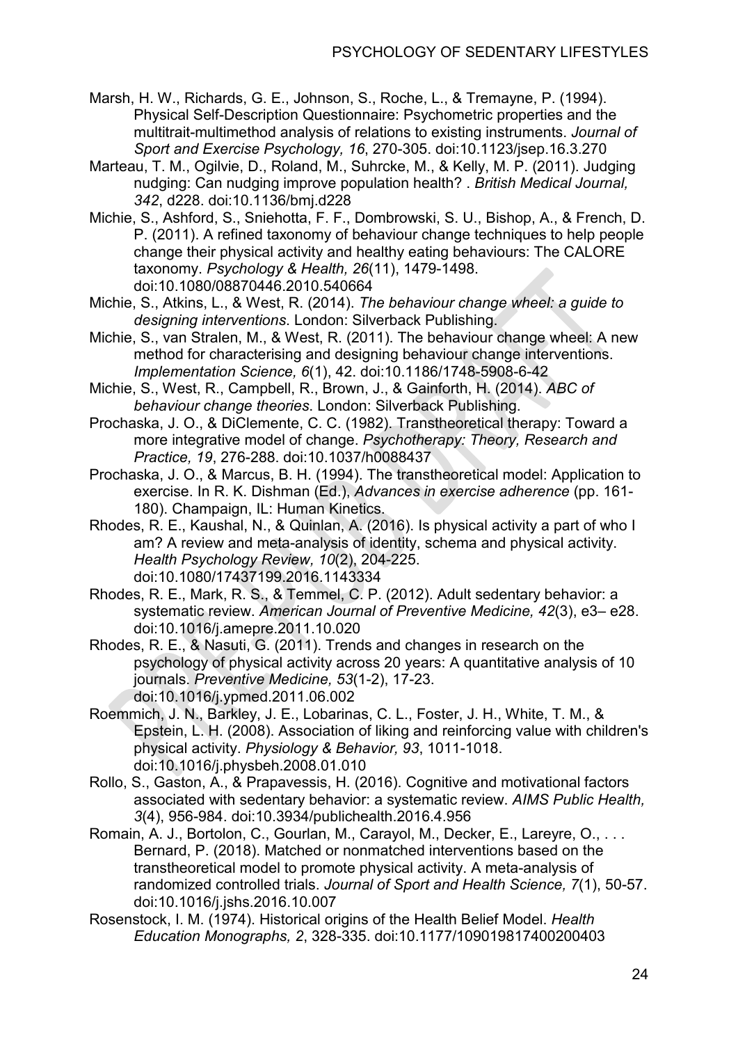Marsh, H. W., Richards, G. E., Johnson, S., Roche, L., & Tremayne, P. (1994). Physical Self-Description Questionnaire: Psychometric properties and the multitrait-multimethod analysis of relations to existing instruments. *Journal of Sport and Exercise Psychology, 16*, 270-305. doi:10.1123/jsep.16.3.270

Marteau, T. M., Ogilvie, D., Roland, M., Suhrcke, M., & Kelly, M. P. (2011). Judging nudging: Can nudging improve population health? . *British Medical Journal, 342*, d228. doi:10.1136/bmj.d228

Michie, S., Ashford, S., Sniehotta, F. F., Dombrowski, S. U., Bishop, A., & French, D. P. (2011). A refined taxonomy of behaviour change techniques to help people change their physical activity and healthy eating behaviours: The CALORE taxonomy. *Psychology & Health, 26*(11), 1479-1498. doi:10.1080/08870446.2010.540664

Michie, S., Atkins, L., & West, R. (2014). *The behaviour change wheel: a guide to designing interventions*. London: Silverback Publishing.

Michie, S., van Stralen, M., & West, R. (2011). The behaviour change wheel: A new method for characterising and designing behaviour change interventions. *Implementation Science, 6*(1), 42. doi:10.1186/1748-5908-6-42

Michie, S., West, R., Campbell, R., Brown, J., & Gainforth, H. (2014). *ABC of behaviour change theories.* London: Silverback Publishing.

Prochaska, J. O., & DiClemente, C. C. (1982). Transtheoretical therapy: Toward a more integrative model of change. *Psychotherapy: Theory, Research and Practice, 19*, 276-288. doi:10.1037/h0088437

Prochaska, J. O., & Marcus, B. H. (1994). The transtheoretical model: Application to exercise. In R. K. Dishman (Ed.), *Advances in exercise adherence* (pp. 161-180). Champaign, IL: Human Kinetics.

Rhodes, R. E., Kaushal, N., & Quinlan, A. (2016). Is physical activity a part of who I am? A review and meta-analysis of identity, schema and physical activity. *Health Psychology Review, 10*(2), 204-225. doi:10.1080/17437199.2016.1143334

Rhodes, R. E., Mark, R. S., & Temmel, C. P. (2012). Adult sedentary behavior: a systematic review. *American Journal of Preventive Medicine, 42*(3), e3– e28. doi:10.1016/j.amepre.2011.10.020

Rhodes, R. E., & Nasuti, G. (2011). Trends and changes in research on the psychology of physical activity across 20 years: A quantitative analysis of 10 journals. *Preventive Medicine, 53*(1-2), 17-23. doi:10.1016/j.ypmed.2011.06.002

Roemmich, J. N., Barkley, J. E., Lobarinas, C. L., Foster, J. H., White, T. M., & Epstein, L. H. (2008). Association of liking and reinforcing value with children's physical activity. *Physiology & Behavior, 93*, 1011-1018. doi:10.1016/j.physbeh.2008.01.010

Rollo, S., Gaston, A., & Prapavessis, H. (2016). Cognitive and motivational factors associated with sedentary behavior: a systematic review. *AIMS Public Health, 3*(4), 956-984. doi:10.3934/publichealth.2016.4.956

Romain, A. J., Bortolon, C., Gourlan, M., Carayol, M., Decker, E., Lareyre, O., . . . Bernard, P. (2018). Matched or nonmatched interventions based on the transtheoretical model to promote physical activity. A meta-analysis of randomized controlled trials. *Journal of Sport and Health Science, 7*(1), 50-57. doi:10.1016/j.jshs.2016.10.007

Rosenstock, I. M. (1974). Historical origins of the Health Belief Model. *Health Education Monographs, 2*, 328-335. doi:10.1177/109019817400200403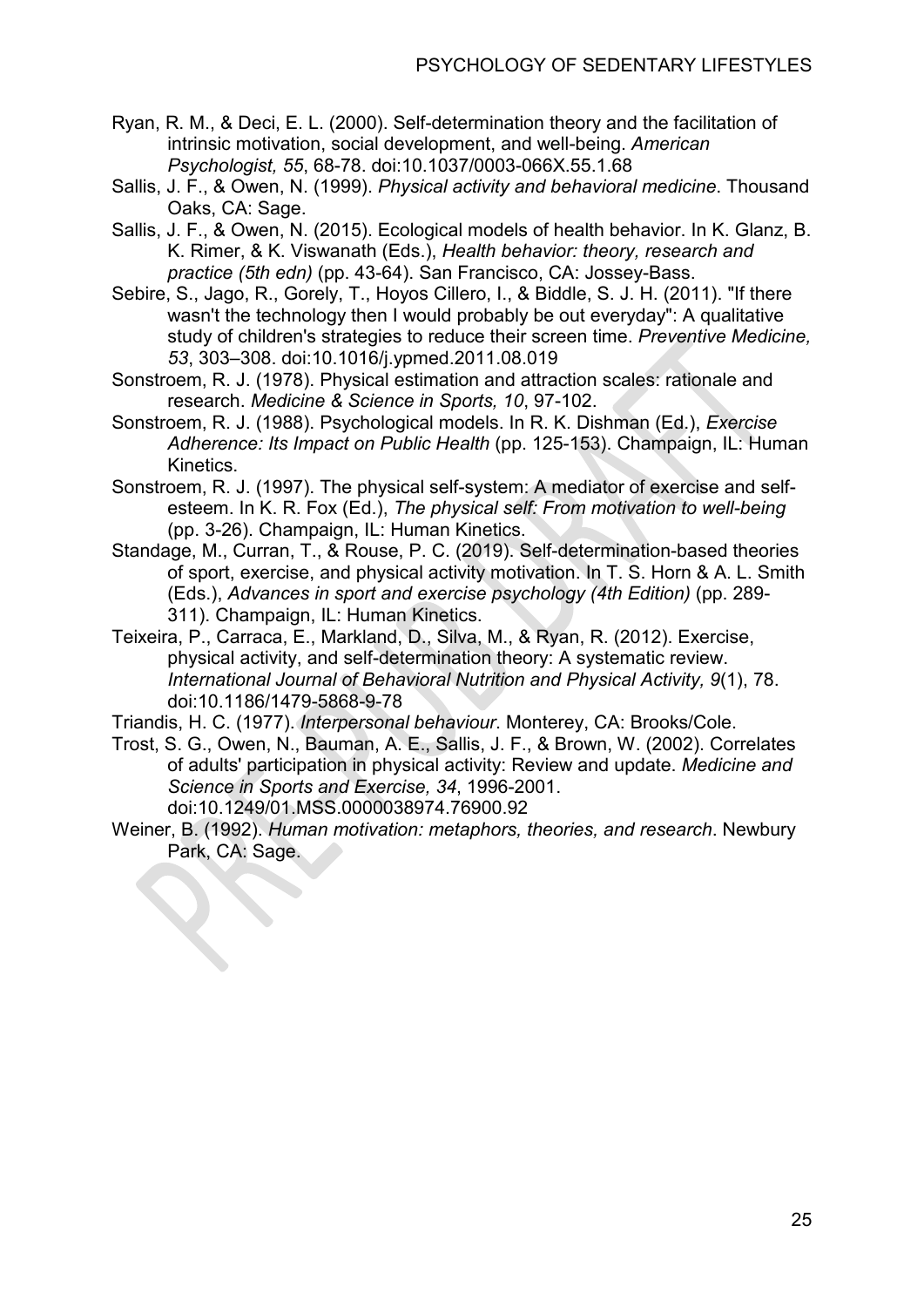Ryan, R. M., & Deci, E. L. (2000). Self-determination theory and the facilitation of intrinsic motivation, social development, and well-being. *American Psychologist, 55*, 68-78. doi:10.1037/0003-066X.55.1.68

Sallis, J. F., & Owen, N. (1999). *Physical activity and behavioral medicine.* Thousand Oaks, CA: Sage.

Sallis, J. F., & Owen, N. (2015). Ecological models of health behavior. In K. Glanz, B. K. Rimer, & K. Viswanath (Eds.), *Health behavior: theory, research and practice (5th edn)* (pp. 43-64). San Francisco, CA: Jossey-Bass.

Sebire, S., Jago, R., Gorely, T., Hoyos Cillero, I., & Biddle, S. J. H. (2011). "If there wasn't the technology then I would probably be out everyday": A qualitative study of children's strategies to reduce their screen time. *Preventive Medicine, 53*, 303–308. doi:10.1016/j.ypmed.2011.08.019

Sonstroem, R. J. (1978). Physical estimation and attraction scales: rationale and research. *Medicine & Science in Sports, 10*, 97-102.

Sonstroem, R. J. (1988). Psychological models. In R. K. Dishman (Ed.), *Exercise Adherence: Its Impact on Public Health* (pp. 125-153). Champaign, IL: Human Kinetics.

Sonstroem, R. J. (1997). The physical self-system: A mediator of exercise and self-esteem. In K. R. Fox (Ed.), *The physical self: From motivation to well-being* (pp. 3-26). Champaign, IL: Human Kinetics.

Standage, M., Curran, T., & Rouse, P. C. (2019). Self-determination-based theories of sport, exercise, and physical activity motivation. In T. S. Horn & A. L. Smith (Eds.), *Advances in sport and exercise psychology (4th Edition)* (pp. 289-311). Champaign, IL: Human Kinetics.

Teixeira, P., Carraca, E., Markland, D., Silva, M., & Ryan, R. (2012). Exercise, physical activity, and self-determination theory: A systematic review. *International Journal of Behavioral Nutrition and Physical Activity, 9*(1), 78. doi:10.1186/1479-5868-9-78

Triandis, H. C. (1977). *Interpersonal behaviour*. Monterey, CA: Brooks/Cole.

Trost, S. G., Owen, N., Bauman, A. E., Sallis, J. F., & Brown, W. (2002). Correlates of adults' participation in physical activity: Review and update. *Medicine and Science in Sports and Exercise, 34*, 1996-2001. doi:10.1249/01.MSS.0000038974.76900.92

Weiner, B. (1992). *Human motivation: metaphors, theories, and research*. Newbury Park, CA: Sage.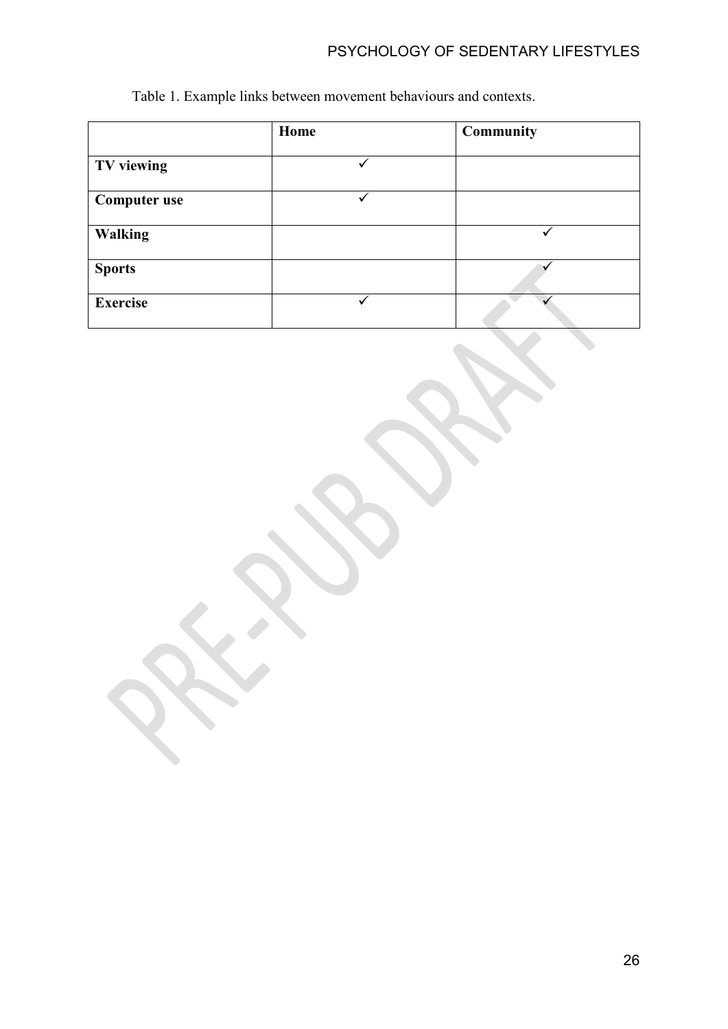Table 1. Example links between movement behaviours and contexts.

| | **Home** | **Community** |
|---|---|---|
| **TV viewing** | ✓ | |
| **Computer use** | ✓ | |
| **Walking** | | ✓ |
| **Sports** | | ✓ |
| **Exercise** | ✓ | ✓ |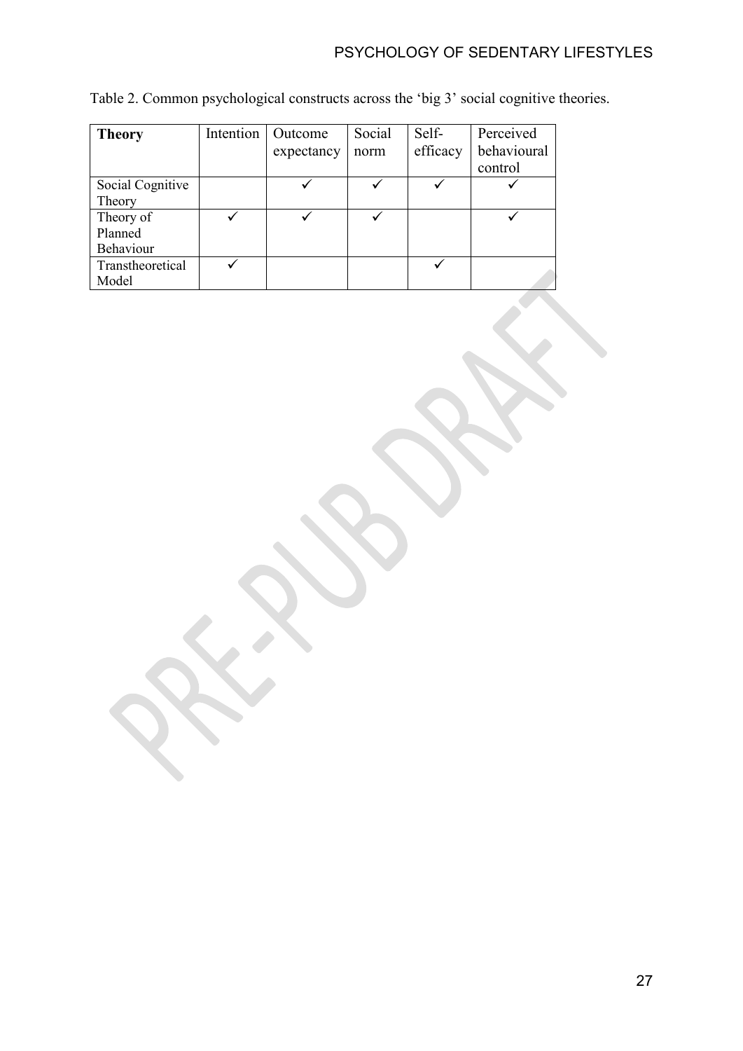Table 2. Common psychological constructs across the 'big 3' social cognitive theories.

| **Theory** | Intention | Outcome expectancy | Social norm | Self-efficacy | Perceived behavioural control |
|---|---|---|---|---|---|
| Social Cognitive Theory | | ✓ | ✓ | ✓ | ✓ |
| Theory of Planned Behaviour | ✓ | ✓ | ✓ | | ✓ |
| Transtheoretical Model | ✓ | | | ✓ | |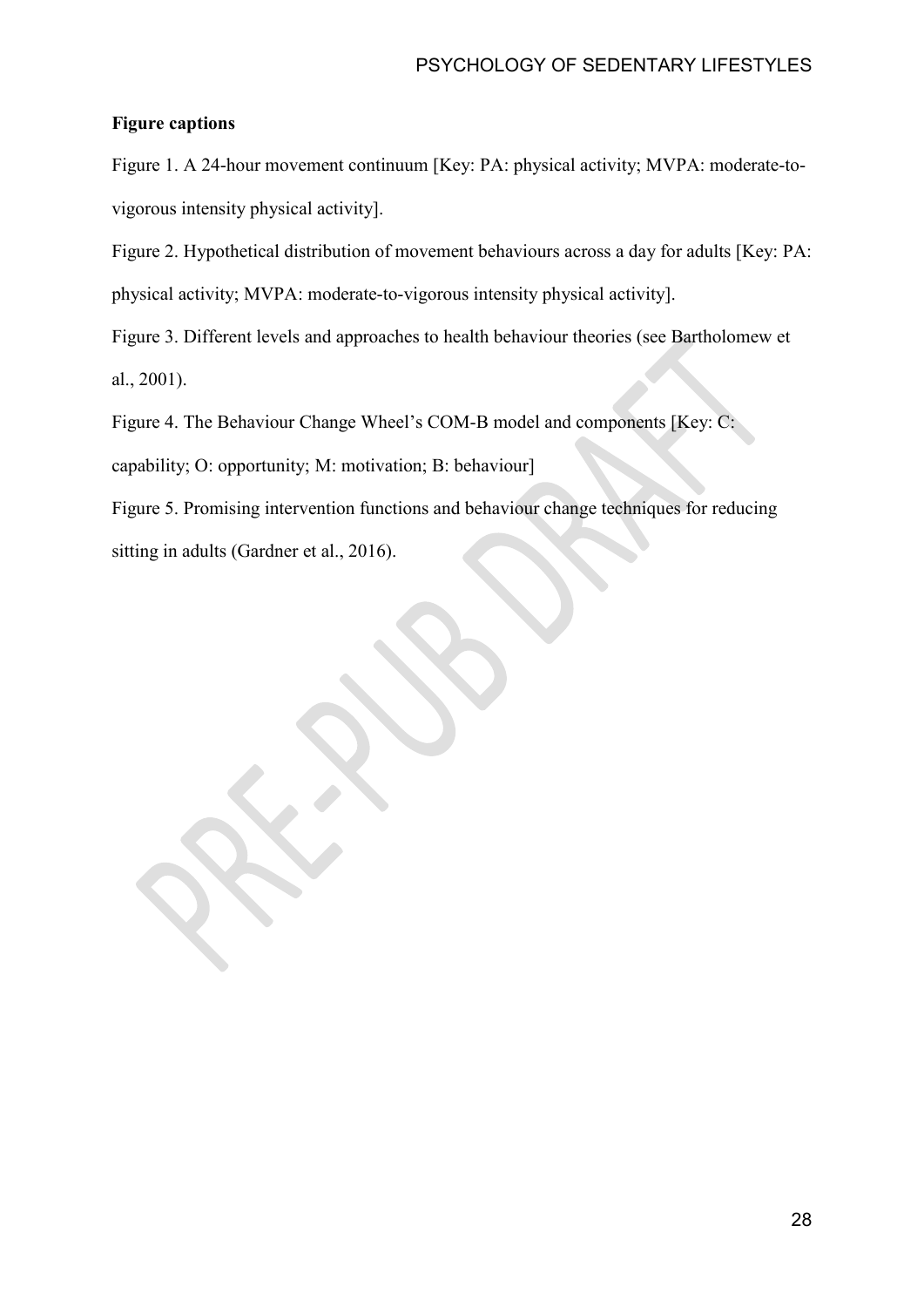**Figure captions**

Figure 1. A 24-hour movement continuum [Key: PA: physical activity; MVPA: moderate-to-vigorous intensity physical activity].

Figure 2. Hypothetical distribution of movement behaviours across a day for adults [Key: PA: physical activity; MVPA: moderate-to-vigorous intensity physical activity].

Figure 3. Different levels and approaches to health behaviour theories (see Bartholomew et al., 2001).

Figure 4. The Behaviour Change Wheel's COM-B model and components [Key: C: capability; O: opportunity; M: motivation; B: behaviour]

Figure 5. Promising intervention functions and behaviour change techniques for reducing sitting in adults (Gardner et al., 2016).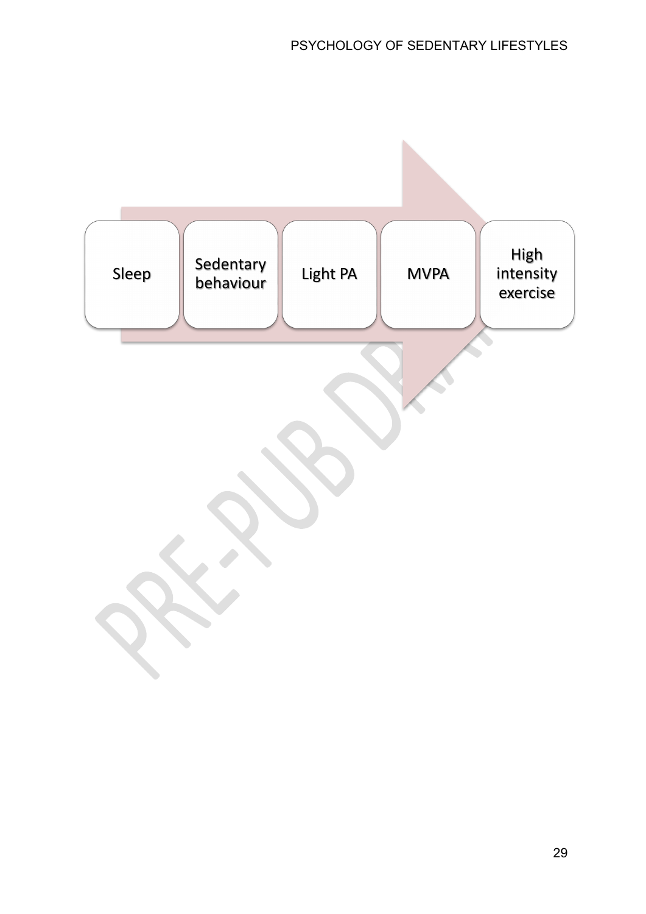Sleep

Sedentary behaviour

Light PA

MVPA

High intensity exercise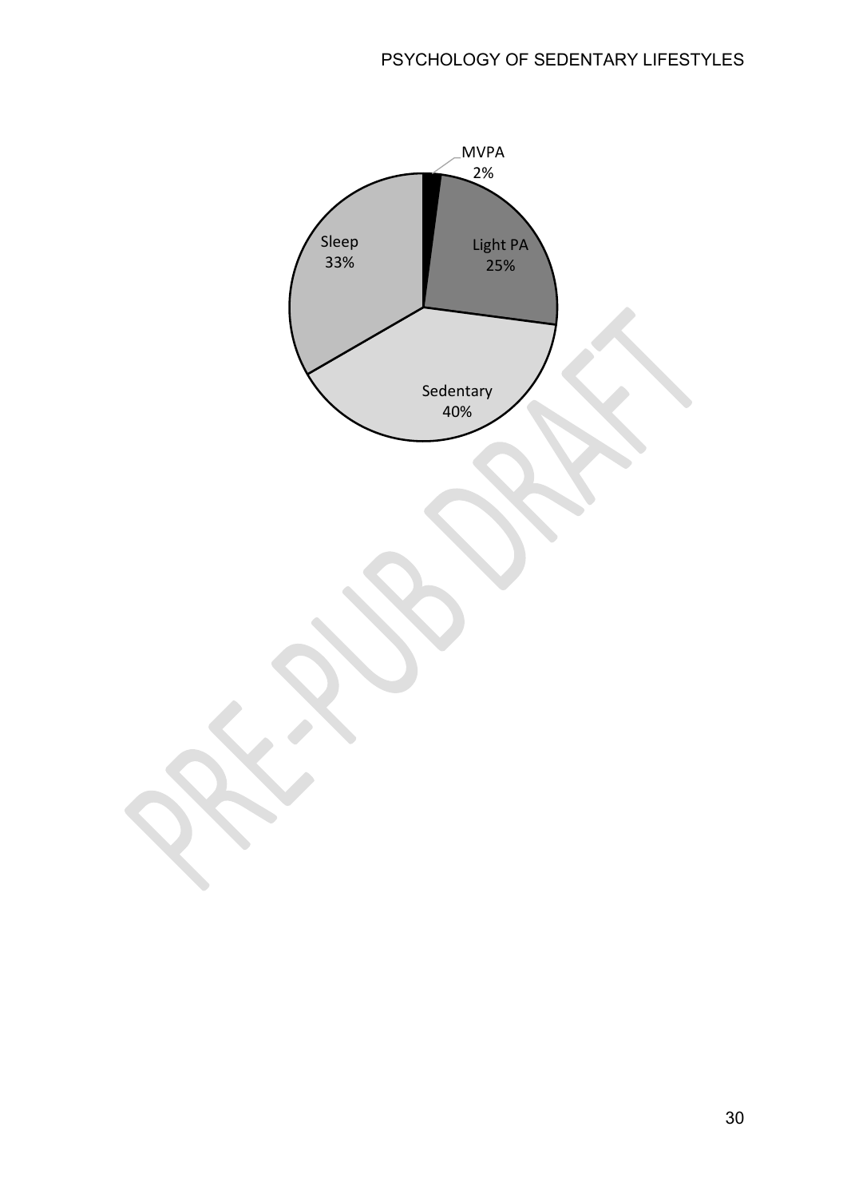MVPA
2%

Light PA
25%

Sedentary
40%

Sleep
33%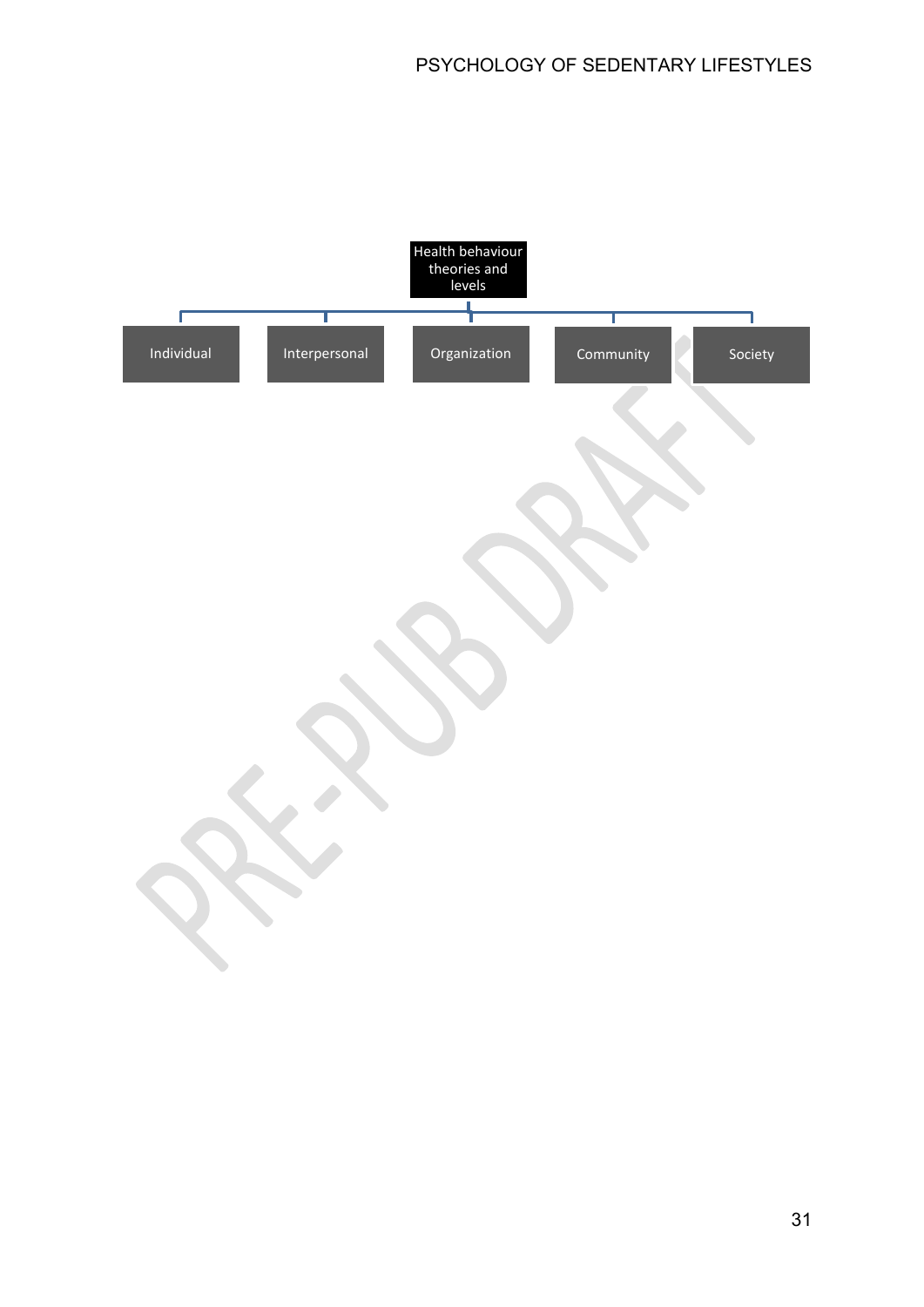Health behaviour theories and levels

- Individual
- Interpersonal
- Organization
- Community
- Society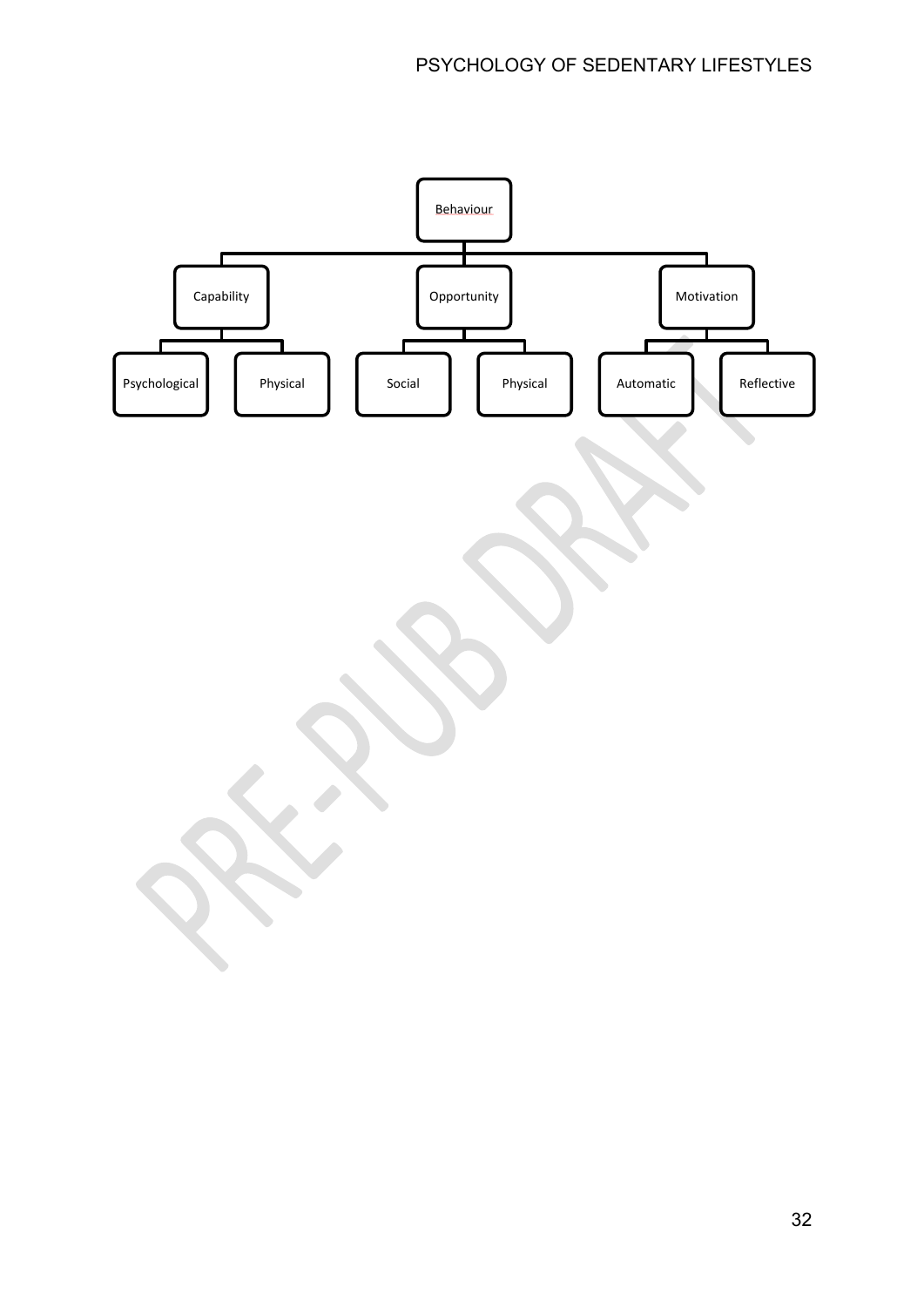- Behaviour
  - Capability
    - Psychological
    - Physical
  - Opportunity
    - Social
    - Physical
  - Motivation
    - Automatic
    - Reflective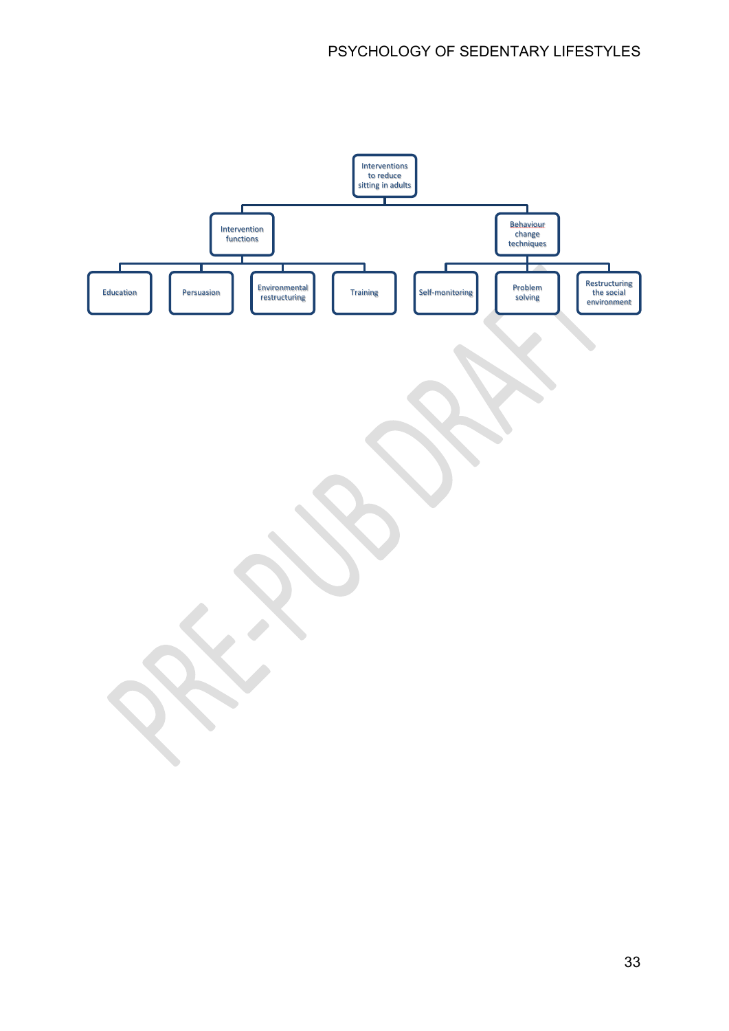Interventions to reduce sitting in adults

Intervention functions

Behaviour change techniques

Education

Persuasion

Environmental restructuring

Training

Self-monitoring

Problem solving

Restructuring the social environment